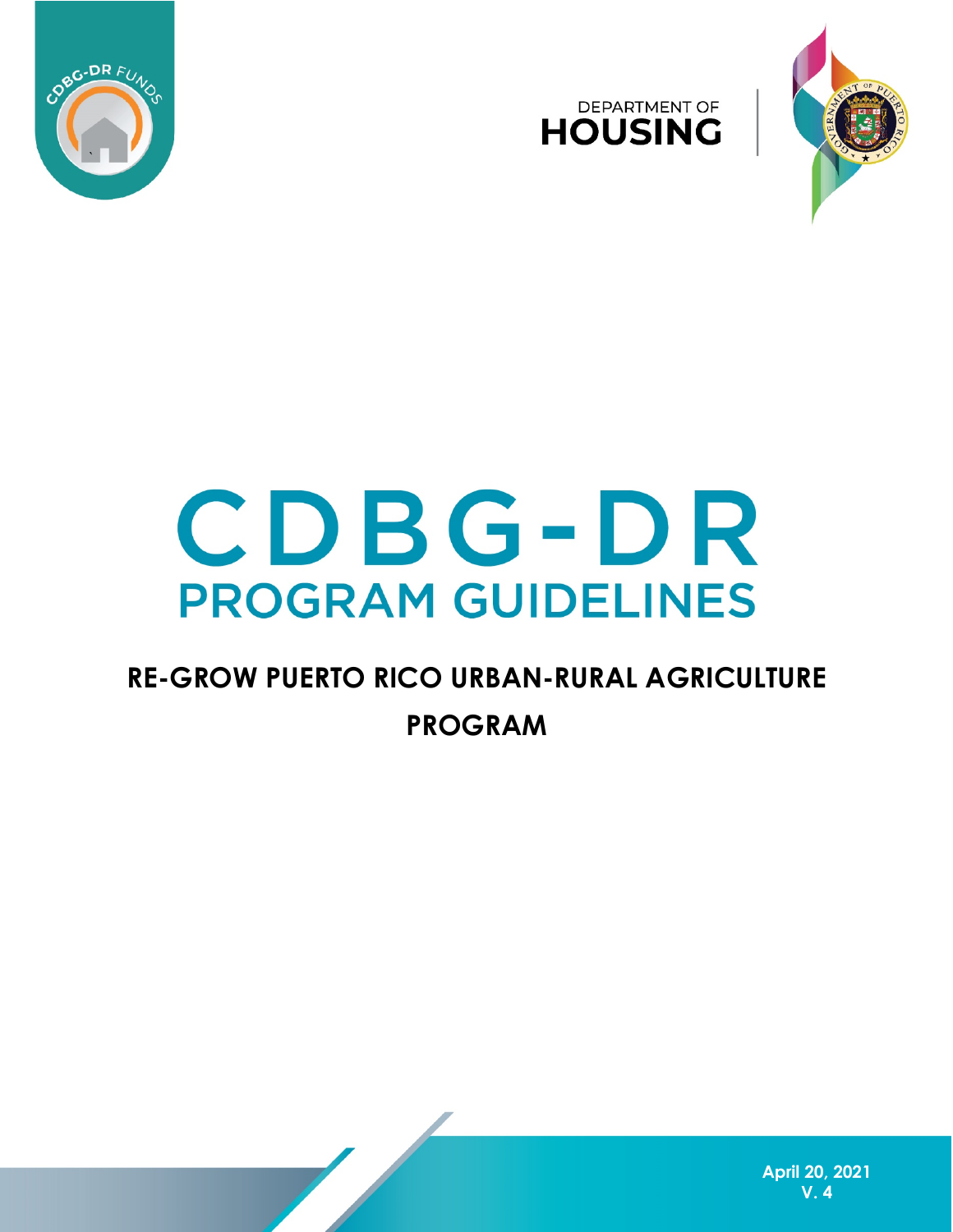DEPARTMENT OF
**HOUSING**

# CDBG-DR

## PROGRAM GUIDELINES

**RE-GROW PUERTO RICO URBAN-RURAL AGRICULTURE PROGRAM**

**April 20, 2021**
**V. 4**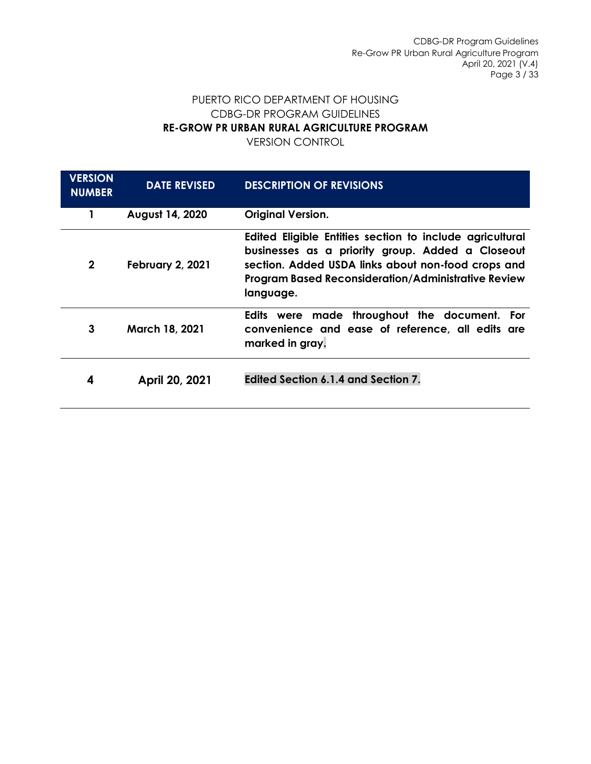PUERTO RICO DEPARTMENT OF HOUSING
CDBG-DR PROGRAM GUIDELINES
**RE-GROW PR URBAN RURAL AGRICULTURE PROGRAM**
VERSION CONTROL

| VERSION NUMBER | DATE REVISED | DESCRIPTION OF REVISIONS |
|---|---|---|
| 1 | August 14, 2020 | Original Version. |
| 2 | February 2, 2021 | Edited Eligible Entities section to include agricultural businesses as a priority group. Added a Closeout section. Added USDA links about non-food crops and Program Based Reconsideration/Administrative Review language. |
| 3 | March 18, 2021 | Edits were made throughout the document. For convenience and ease of reference, all edits are marked in gray. |
| 4 | April 20, 2021 | Edited Section 6.1.4 and Section 7. |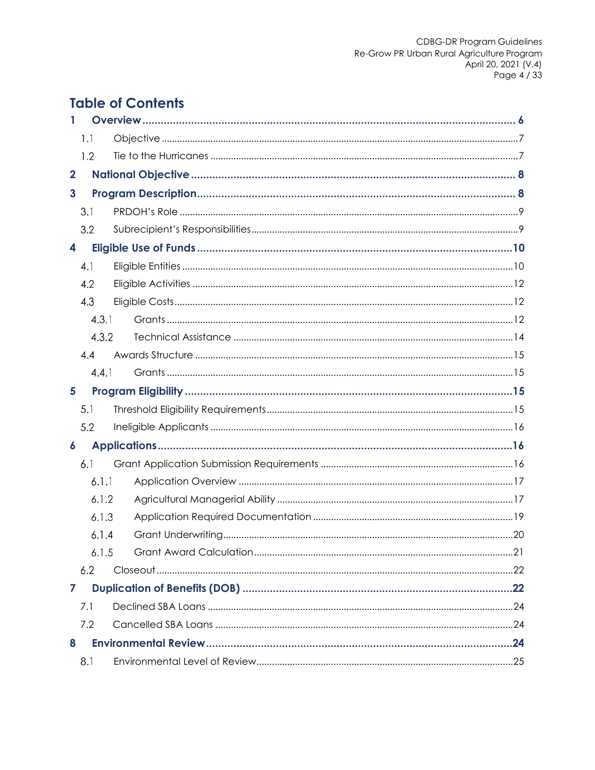# Table of Contents

**1 Overview ........................................................................................................................ 6**

- 1.1 Objective ........................................................................................................................ 7
- 1.2 Tie to the Hurricanes ...................................................................................................... 7

**2 National Objective ........................................................................................................ 8**

**3 Program Description ...................................................................................................... 8**

- 3.1 PRDOH's Role ................................................................................................................. 9
- 3.2 Subrecipient's Responsibilities ...................................................................................... 9

**4 Eligible Use of Funds ..................................................................................................... 10**

- 4.1 Eligible Entities .............................................................................................................. 10
- 4.2 Eligible Activities .......................................................................................................... 12
- 4.3 Eligible Costs ................................................................................................................. 12
  - 4.3.1 Grants ..................................................................................................................... 12
  - 4.3.2 Technical Assistance ............................................................................................. 14
- 4.4 Awards Structure .......................................................................................................... 15
  - 4.4.1 Grants ..................................................................................................................... 15

**5 Program Eligibility .......................................................................................................... 15**

- 5.1 Threshold Eligibility Requirements ............................................................................... 15
- 5.2 Ineligible Applicants .................................................................................................... 16

**6 Applications .................................................................................................................. 16**

- 6.1 Grant Application Submission Requirements ............................................................ 16
  - 6.1.1 Application Overview ........................................................................................... 17
  - 6.1.2 Agricultural Managerial Ability ............................................................................. 17
  - 6.1.3 Application Required Documentation ............................................................... 19
  - 6.1.4 Grant Underwriting ................................................................................................ 20
  - 6.1.5 Grant Award Calculation ..................................................................................... 21
- 6.2 Closeout ........................................................................................................................ 22

**7 Duplication of Benefits (DOB) ...................................................................................... 22**

- 7.1 Declined SBA Loans ..................................................................................................... 24
- 7.2 Cancelled SBA Loans ................................................................................................... 24

**8 Environmental Review ................................................................................................. 24**

- 8.1 Environmental Level of Review ................................................................................... 25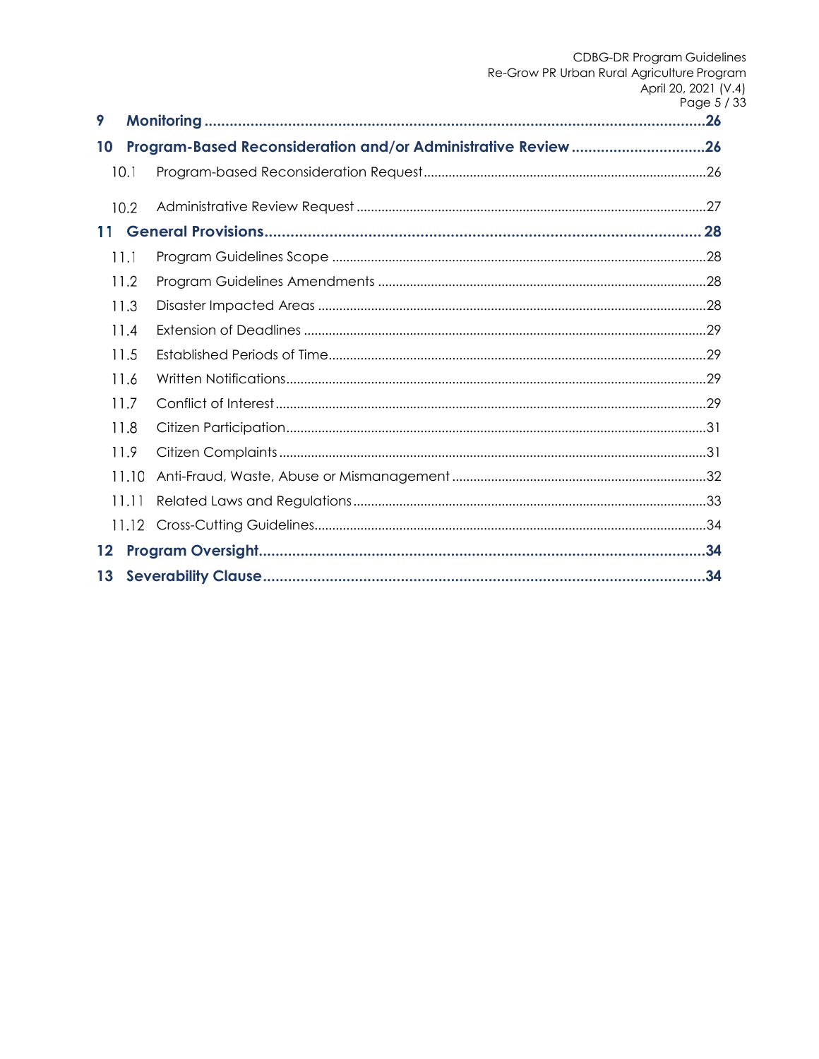**9 Monitoring .......................................................................................................................26**

**10 Program-Based Reconsideration and/or Administrative Review ...............................26**

10.1 Program-based Reconsideration Request ..............................................................................26

10.2 Administrative Review Request .................................................................................................27

**11 General Provisions..................................................................................................... 28**

11.1 Program Guidelines Scope ........................................................................................................28

11.2 Program Guidelines Amendments ...........................................................................................28

11.3 Disaster Impacted Areas ............................................................................................................28

11.4 Extension of Deadlines ................................................................................................................29

11.5 Established Periods of Time.........................................................................................................29

11.6 Written Notifications.....................................................................................................................29

11.7 Conflict of Interest ........................................................................................................................29

11.8 Citizen Participation.....................................................................................................................31

11.9 Citizen Complaints .......................................................................................................................31

11.10 Anti-Fraud, Waste, Abuse or Mismanagement .......................................................................32

11.11 Related Laws and Regulations ..................................................................................................33

11.12 Cross-Cutting Guidelines.............................................................................................................34

**12 Program Oversight.........................................................................................................34**

**13 Severability Clause.........................................................................................................34**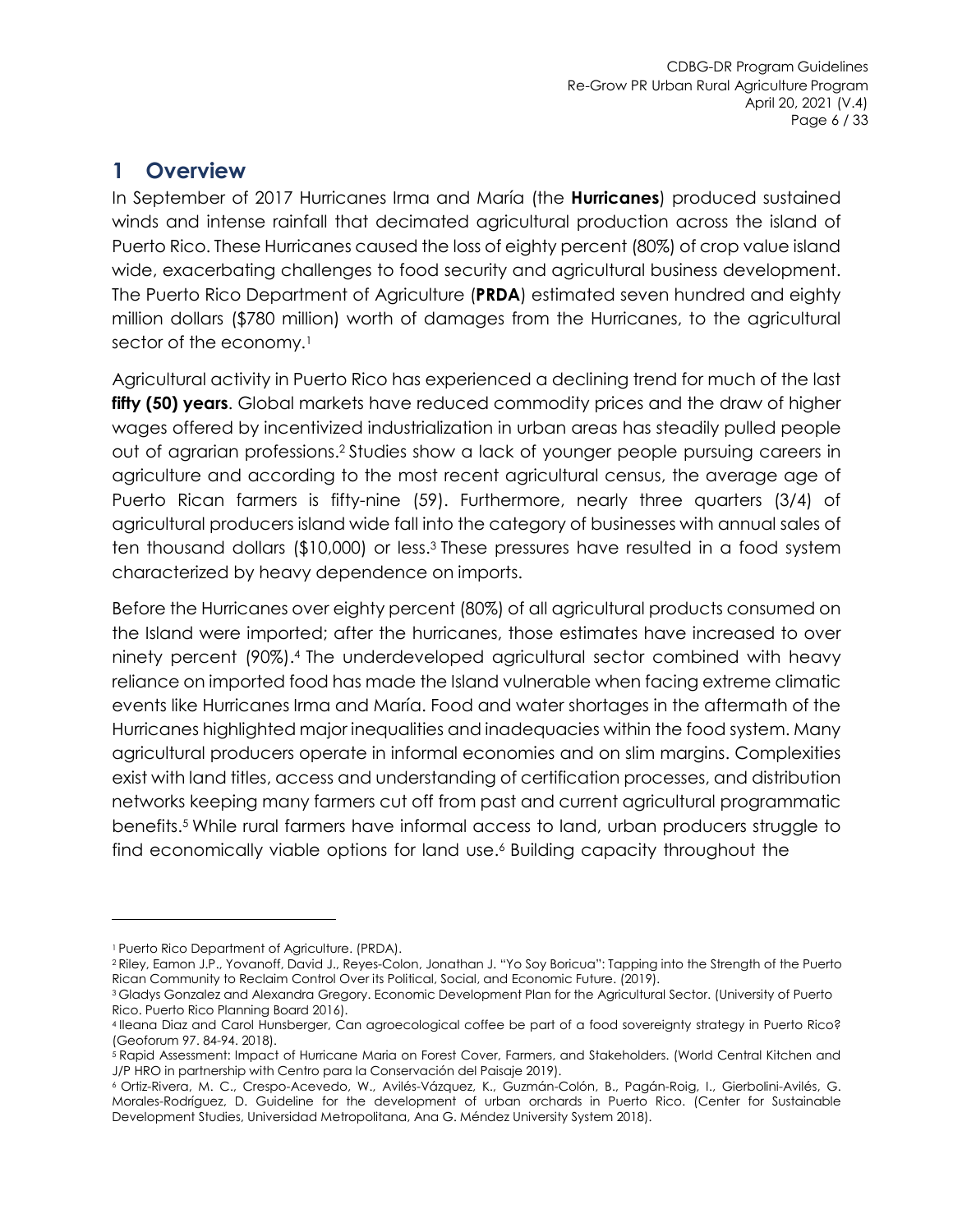# 1 Overview

In September of 2017 Hurricanes Irma and María (the **Hurricanes**) produced sustained winds and intense rainfall that decimated agricultural production across the island of Puerto Rico. These Hurricanes caused the loss of eighty percent (80%) of crop value island wide, exacerbating challenges to food security and agricultural business development. The Puerto Rico Department of Agriculture (**PRDA**) estimated seven hundred and eighty million dollars ($780 million) worth of damages from the Hurricanes, to the agricultural sector of the economy.[1]

Agricultural activity in Puerto Rico has experienced a declining trend for much of the last **fifty (50) years**. Global markets have reduced commodity prices and the draw of higher wages offered by incentivized industrialization in urban areas has steadily pulled people out of agrarian professions.[2] Studies show a lack of younger people pursuing careers in agriculture and according to the most recent agricultural census, the average age of Puerto Rican farmers is fifty-nine (59). Furthermore, nearly three quarters (3/4) of agricultural producers island wide fall into the category of businesses with annual sales of ten thousand dollars ($10,000) or less.[3] These pressures have resulted in a food system characterized by heavy dependence on imports.

Before the Hurricanes over eighty percent (80%) of all agricultural products consumed on the Island were imported; after the hurricanes, those estimates have increased to over ninety percent (90%).[4] The underdeveloped agricultural sector combined with heavy reliance on imported food has made the Island vulnerable when facing extreme climatic events like Hurricanes Irma and María. Food and water shortages in the aftermath of the Hurricanes highlighted major inequalities and inadequacies within the food system. Many agricultural producers operate in informal economies and on slim margins. Complexities exist with land titles, access and understanding of certification processes, and distribution networks keeping many farmers cut off from past and current agricultural programmatic benefits.[5] While rural farmers have informal access to land, urban producers struggle to find economically viable options for land use.[6] Building capacity throughout the

---

[1] Puerto Rico Department of Agriculture. (PRDA).

[2] Riley, Eamon J.P., Yovanoff, David J., Reyes-Colon, Jonathan J. "Yo Soy Boricua": Tapping into the Strength of the Puerto Rican Community to Reclaim Control Over its Political, Social, and Economic Future. (2019).

[3] Gladys Gonzalez and Alexandra Gregory. Economic Development Plan for the Agricultural Sector. (University of Puerto Rico. Puerto Rico Planning Board 2016).

[4] Ileana Diaz and Carol Hunsberger, Can agroecological coffee be part of a food sovereignty strategy in Puerto Rico? (Geoforum 97. 84-94. 2018).

[5] Rapid Assessment: Impact of Hurricane Maria on Forest Cover, Farmers, and Stakeholders. (World Central Kitchen and J/P HRO in partnership with Centro para la Conservación del Paisaje 2019).

[6] Ortiz-Rivera, M. C., Crespo-Acevedo, W., Avilés-Vázquez, K., Guzmán-Colón, B., Pagán-Roig, I., Gierbolini-Avilés, G. Morales-Rodríguez, D. Guideline for the development of urban orchards in Puerto Rico. (Center for Sustainable Development Studies, Universidad Metropolitana, Ana G. Méndez University System 2018).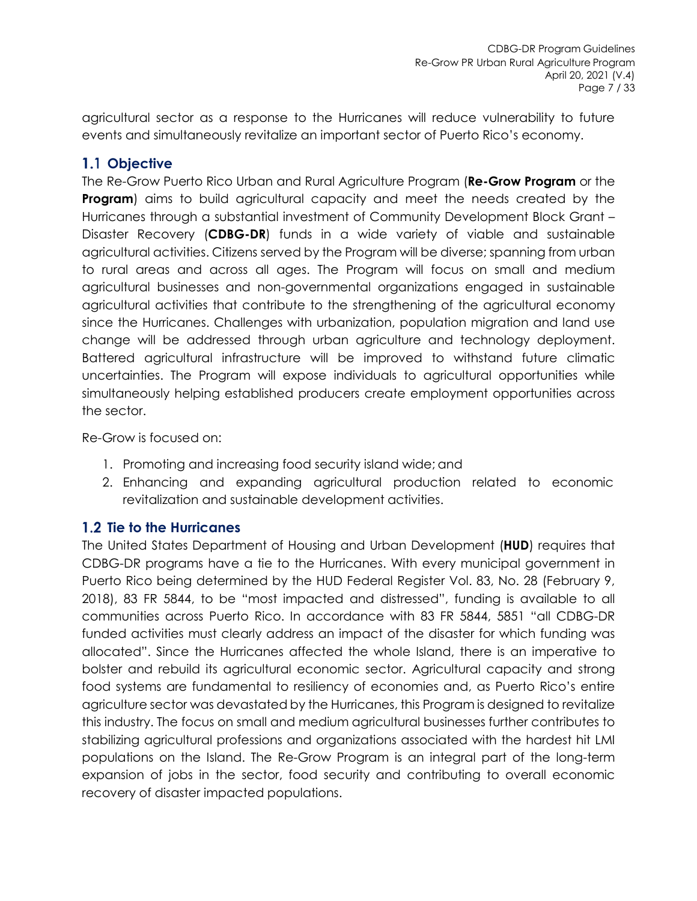agricultural sector as a response to the Hurricanes will reduce vulnerability to future events and simultaneously revitalize an important sector of Puerto Rico's economy.

## 1.1 Objective

The Re-Grow Puerto Rico Urban and Rural Agriculture Program (**Re-Grow Program** or the **Program**) aims to build agricultural capacity and meet the needs created by the Hurricanes through a substantial investment of Community Development Block Grant – Disaster Recovery (**CDBG-DR**) funds in a wide variety of viable and sustainable agricultural activities. Citizens served by the Program will be diverse; spanning from urban to rural areas and across all ages. The Program will focus on small and medium agricultural businesses and non-governmental organizations engaged in sustainable agricultural activities that contribute to the strengthening of the agricultural economy since the Hurricanes. Challenges with urbanization, population migration and land use change will be addressed through urban agriculture and technology deployment. Battered agricultural infrastructure will be improved to withstand future climatic uncertainties. The Program will expose individuals to agricultural opportunities while simultaneously helping established producers create employment opportunities across the sector.

Re-Grow is focused on:

1. Promoting and increasing food security island wide; and
2. Enhancing and expanding agricultural production related to economic revitalization and sustainable development activities.

## 1.2 Tie to the Hurricanes

The United States Department of Housing and Urban Development (**HUD**) requires that CDBG-DR programs have a tie to the Hurricanes. With every municipal government in Puerto Rico being determined by the HUD Federal Register Vol. 83, No. 28 (February 9, 2018), 83 FR 5844, to be "most impacted and distressed", funding is available to all communities across Puerto Rico. In accordance with 83 FR 5844, 5851 "all CDBG-DR funded activities must clearly address an impact of the disaster for which funding was allocated". Since the Hurricanes affected the whole Island, there is an imperative to bolster and rebuild its agricultural economic sector. Agricultural capacity and strong food systems are fundamental to resiliency of economies and, as Puerto Rico's entire agriculture sector was devastated by the Hurricanes, this Program is designed to revitalize this industry. The focus on small and medium agricultural businesses further contributes to stabilizing agricultural professions and organizations associated with the hardest hit LMI populations on the Island. The Re-Grow Program is an integral part of the long-term expansion of jobs in the sector, food security and contributing to overall economic recovery of disaster impacted populations.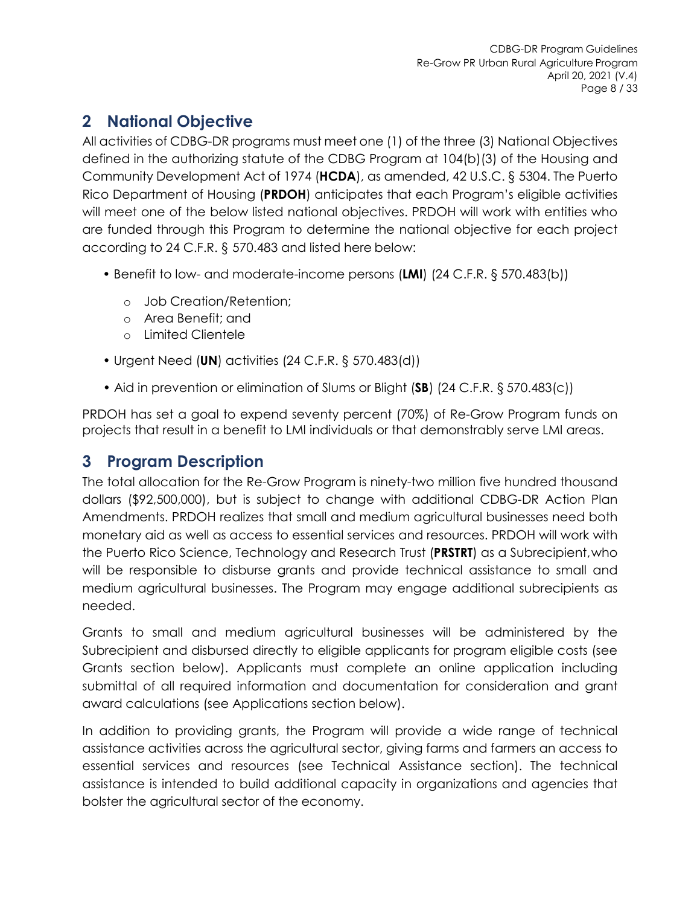## 2 National Objective

All activities of CDBG-DR programs must meet one (1) of the three (3) National Objectives defined in the authorizing statute of the CDBG Program at 104(b)(3) of the Housing and Community Development Act of 1974 (**HCDA**), as amended, 42 U.S.C. § 5304. The Puerto Rico Department of Housing (**PRDOH**) anticipates that each Program's eligible activities will meet one of the below listed national objectives. PRDOH will work with entities who are funded through this Program to determine the national objective for each project according to 24 C.F.R. § 570.483 and listed here below:

- Benefit to low- and moderate-income persons (**LMI**) (24 C.F.R. § 570.483(b))
  - Job Creation/Retention;
  - Area Benefit; and
  - Limited Clientele
- Urgent Need (**UN**) activities (24 C.F.R. § 570.483(d))
- Aid in prevention or elimination of Slums or Blight (**SB**) (24 C.F.R. § 570.483(c))

PRDOH has set a goal to expend seventy percent (70%) of Re-Grow Program funds on projects that result in a benefit to LMI individuals or that demonstrably serve LMI areas.

## 3 Program Description

The total allocation for the Re-Grow Program is ninety-two million five hundred thousand dollars ($92,500,000), but is subject to change with additional CDBG-DR Action Plan Amendments. PRDOH realizes that small and medium agricultural businesses need both monetary aid as well as access to essential services and resources. PRDOH will work with the Puerto Rico Science, Technology and Research Trust (**PRSTRT**) as a Subrecipient, who will be responsible to disburse grants and provide technical assistance to small and medium agricultural businesses. The Program may engage additional subrecipients as needed.

Grants to small and medium agricultural businesses will be administered by the Subrecipient and disbursed directly to eligible applicants for program eligible costs (see Grants section below). Applicants must complete an online application including submittal of all required information and documentation for consideration and grant award calculations (see Applications section below).

In addition to providing grants, the Program will provide a wide range of technical assistance activities across the agricultural sector, giving farms and farmers an access to essential services and resources (see Technical Assistance section). The technical assistance is intended to build additional capacity in organizations and agencies that bolster the agricultural sector of the economy.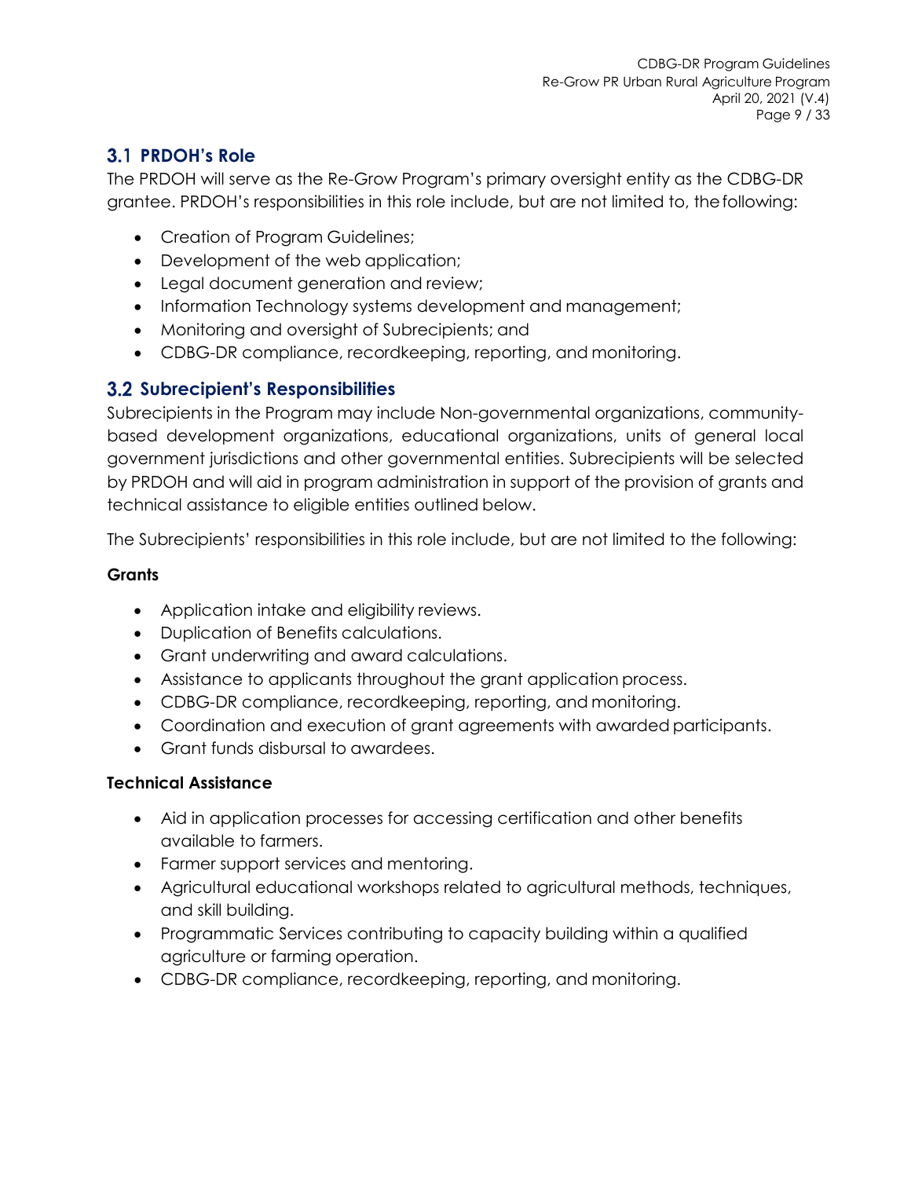## 3.1 PRDOH's Role

The PRDOH will serve as the Re-Grow Program's primary oversight entity as the CDBG-DR grantee. PRDOH's responsibilities in this role include, but are not limited to, the following:

- Creation of Program Guidelines;
- Development of the web application;
- Legal document generation and review;
- Information Technology systems development and management;
- Monitoring and oversight of Subrecipients; and
- CDBG-DR compliance, recordkeeping, reporting, and monitoring.

## 3.2 Subrecipient's Responsibilities

Subrecipients in the Program may include Non-governmental organizations, community-based development organizations, educational organizations, units of general local government jurisdictions and other governmental entities. Subrecipients will be selected by PRDOH and will aid in program administration in support of the provision of grants and technical assistance to eligible entities outlined below.

The Subrecipients' responsibilities in this role include, but are not limited to the following:

**Grants**

- Application intake and eligibility reviews.
- Duplication of Benefits calculations.
- Grant underwriting and award calculations.
- Assistance to applicants throughout the grant application process.
- CDBG-DR compliance, recordkeeping, reporting, and monitoring.
- Coordination and execution of grant agreements with awarded participants.
- Grant funds disbursal to awardees.

**Technical Assistance**

- Aid in application processes for accessing certification and other benefits available to farmers.
- Farmer support services and mentoring.
- Agricultural educational workshops related to agricultural methods, techniques, and skill building.
- Programmatic Services contributing to capacity building within a qualified agriculture or farming operation.
- CDBG-DR compliance, recordkeeping, reporting, and monitoring.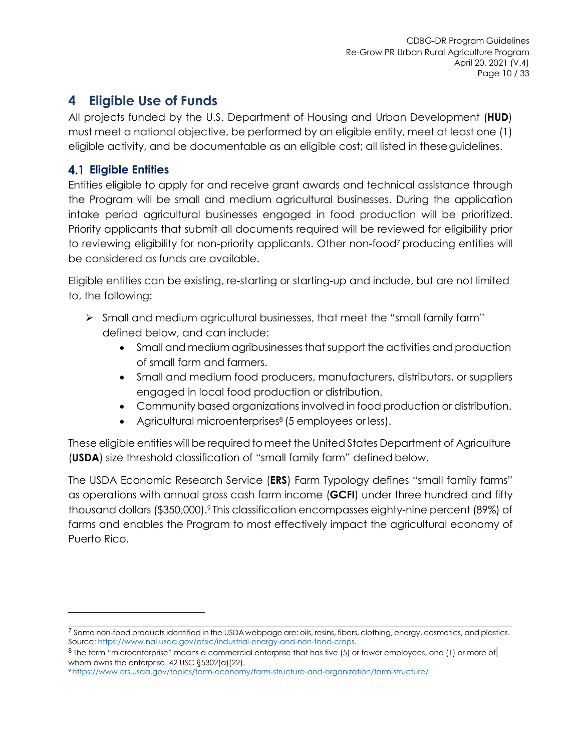# 4 Eligible Use of Funds

All projects funded by the U.S. Department of Housing and Urban Development (**HUD**) must meet a national objective, be performed by an eligible entity, meet at least one (1) eligible activity, and be documentable as an eligible cost; all listed in these guidelines.

## 4.1 Eligible Entities

Entities eligible to apply for and receive grant awards and technical assistance through the Program will be small and medium agricultural businesses. During the application intake period agricultural businesses engaged in food production will be prioritized. Priority applicants that submit all documents required will be reviewed for eligibility prior to reviewing eligibility for non-priority applicants. Other non-food[7] producing entities will be considered as funds are available.

Eligible entities can be existing, re-starting or starting-up and include, but are not limited to, the following:

- Small and medium agricultural businesses, that meet the "small family farm" defined below, and can include:
  - Small and medium agribusinesses that support the activities and production of small farm and farmers.
  - Small and medium food producers, manufacturers, distributors, or suppliers engaged in local food production or distribution.
  - Community based organizations involved in food production or distribution.
  - Agricultural microenterprises[8] (5 employees or less).

These eligible entities will be required to meet the United States Department of Agriculture (**USDA**) size threshold classification of "small family farm" defined below.

The USDA Economic Research Service (**ERS**) Farm Typology defines "small family farms" as operations with annual gross cash farm income (**GCFI**) under three hundred and fifty thousand dollars ($350,000).[9] This classification encompasses eighty-nine percent (89%) of farms and enables the Program to most effectively impact the agricultural economy of Puerto Rico.

---

[7] Some non-food products identified in the USDA webpage are: oils, resins, fibers, clothing, energy, cosmetics, and plastics. Source: https://www.nal.usda.gov/afsic/industrial-energy-and-non-food-crops.

[8] The term "microenterprise" means a commercial enterprise that has five (5) or fewer employees, one (1) or more of whom owns the enterprise. 42 USC §5302(a)(22).

[9] https://www.ers.usda.gov/topics/farm-economy/farm-structure-and-organization/farm-structure/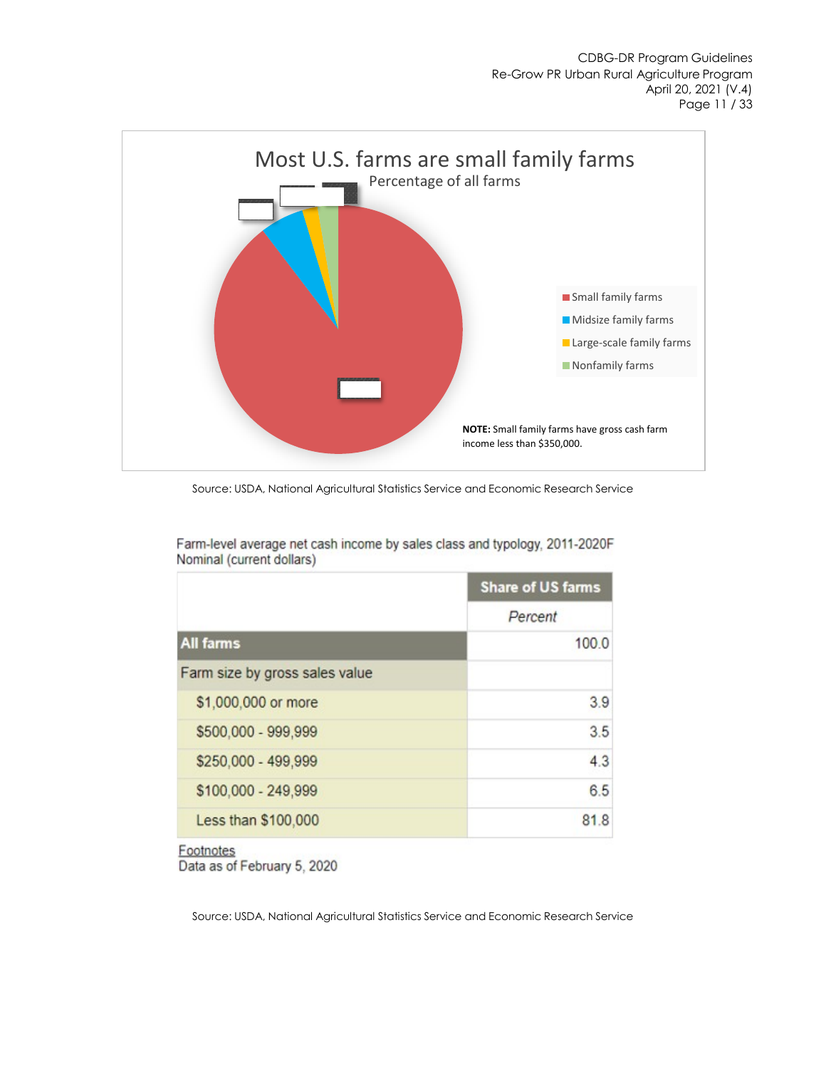## Most U.S. farms are small family farms

Percentage of all farms

- Small family farms
- Midsize family farms
- Large-scale family farms
- Nonfamily farms

**NOTE:** Small family farms have gross cash farm income less than $350,000.

Source: USDA, National Agricultural Statistics Service and Economic Research Service

Farm-level average net cash income by sales class and typology, 2011-2020F
Nominal (current dollars)

| | Share of US farms |
|---|---|
| | *Percent* |
| **All farms** | 100.0 |
| Farm size by gross sales value | |
| $1,000,000 or more | 3.9 |
| $500,000 - 999,999 | 3.5 |
| $250,000 - 499,999 | 4.3 |
| $100,000 - 249,999 | 6.5 |
| Less than $100,000 | 81.8 |

Footnotes
Data as of February 5, 2020

Source: USDA, National Agricultural Statistics Service and Economic Research Service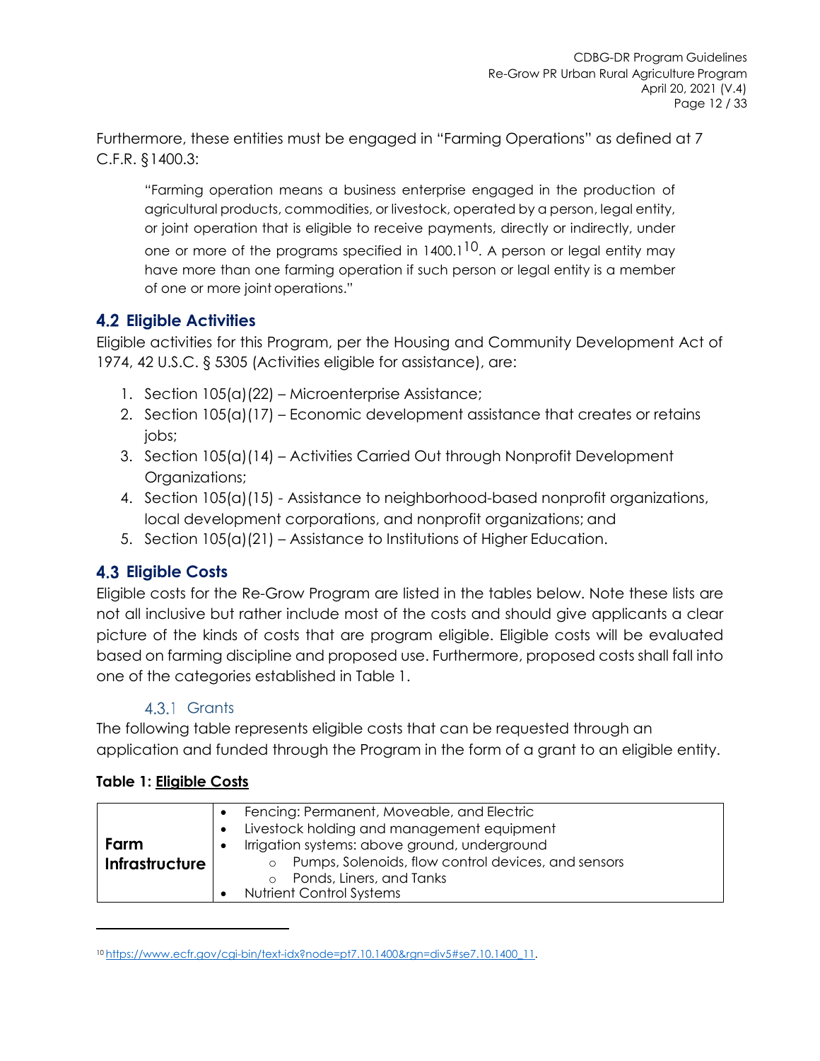Furthermore, these entities must be engaged in "Farming Operations" as defined at 7 C.F.R. §1400.3:

> "Farming operation means a business enterprise engaged in the production of agricultural products, commodities, or livestock, operated by a person, legal entity, or joint operation that is eligible to receive payments, directly or indirectly, under one or more of the programs specified in 1400.1[10]. A person or legal entity may have more than one farming operation if such person or legal entity is a member of one or more joint operations."

## 4.2 Eligible Activities

Eligible activities for this Program, per the Housing and Community Development Act of 1974, 42 U.S.C. § 5305 (Activities eligible for assistance), are:

1. Section 105(a)(22) – Microenterprise Assistance;
2. Section 105(a)(17) – Economic development assistance that creates or retains jobs;
3. Section 105(a)(14) – Activities Carried Out through Nonprofit Development Organizations;
4. Section 105(a)(15) - Assistance to neighborhood-based nonprofit organizations, local development corporations, and nonprofit organizations; and
5. Section 105(a)(21) – Assistance to Institutions of Higher Education.

## 4.3 Eligible Costs

Eligible costs for the Re-Grow Program are listed in the tables below. Note these lists are not all inclusive but rather include most of the costs and should give applicants a clear picture of the kinds of costs that are program eligible. Eligible costs will be evaluated based on farming discipline and proposed use. Furthermore, proposed costs shall fall into one of the categories established in Table 1.

### 4.3.1 Grants

The following table represents eligible costs that can be requested through an application and funded through the Program in the form of a grant to an eligible entity.

**Table 1: Eligible Costs**

| | |
|---|---|
| **Farm Infrastructure** | • Fencing: Permanent, Moveable, and Electric<br>• Livestock holding and management equipment<br>• Irrigation systems: above ground, underground<br>&nbsp;&nbsp;&nbsp;&nbsp;○ Pumps, Solenoids, flow control devices, and sensors<br>&nbsp;&nbsp;&nbsp;&nbsp;○ Ponds, Liners, and Tanks<br>• Nutrient Control Systems |

[10] https://www.ecfr.gov/cgi-bin/text-idx?node=pt7.10.1400&rgn=div5#se7.10.1400_11.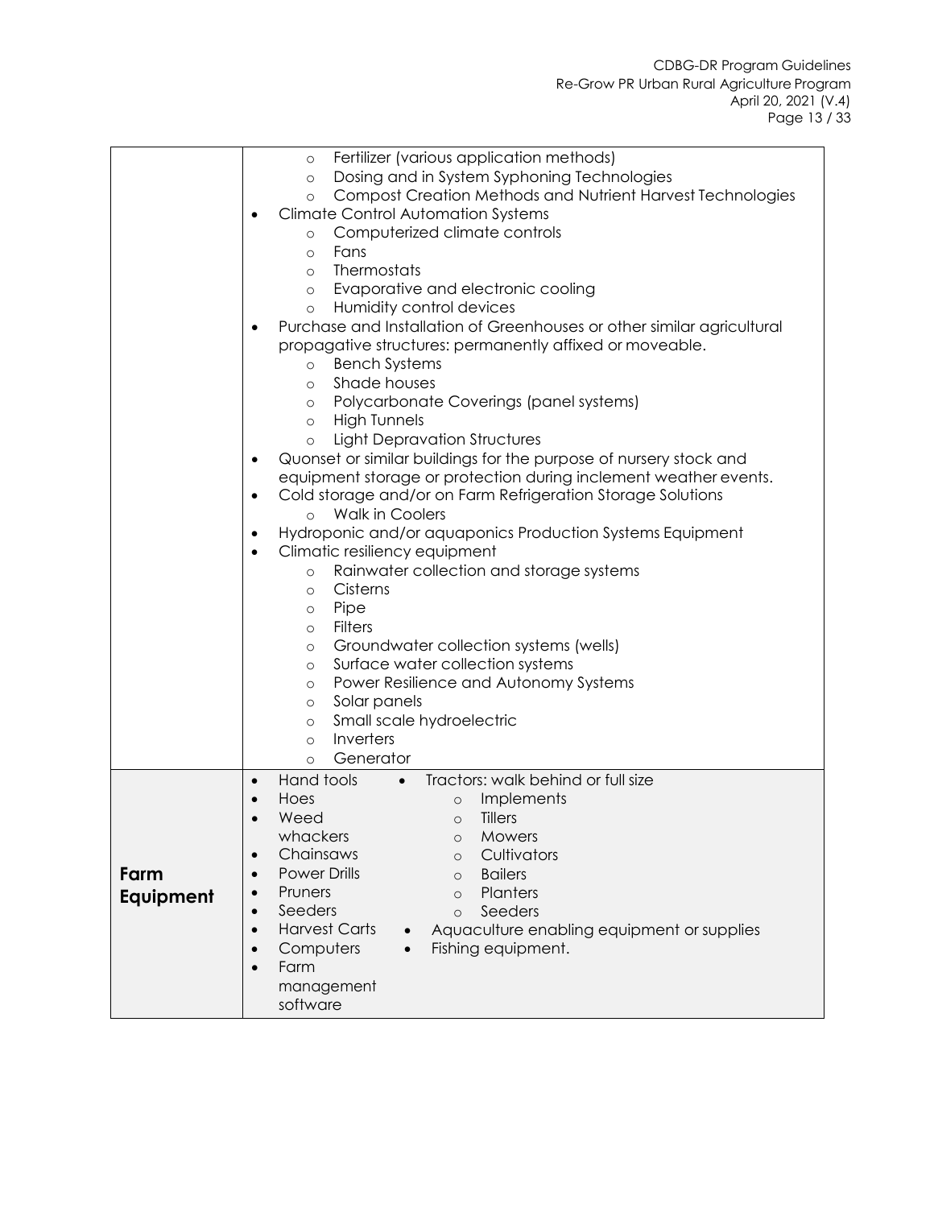| | |
|---|---|
| | ◦ Fertilizer (various application methods)<br>◦ Dosing and in System Syphoning Technologies<br>◦ Compost Creation Methods and Nutrient Harvest Technologies<br>• Climate Control Automation Systems<br>◦ Computerized climate controls<br>◦ Fans<br>◦ Thermostats<br>◦ Evaporative and electronic cooling<br>◦ Humidity control devices<br>• Purchase and Installation of Greenhouses or other similar agricultural propagative structures: permanently affixed or moveable.<br>◦ Bench Systems<br>◦ Shade houses<br>◦ Polycarbonate Coverings (panel systems)<br>◦ High Tunnels<br>◦ Light Depravation Structures<br>• Quonset or similar buildings for the purpose of nursery stock and equipment storage or protection during inclement weather events.<br>• Cold storage and/or on Farm Refrigeration Storage Solutions<br>◦ Walk in Coolers<br>• Hydroponic and/or aquaponics Production Systems Equipment<br>• Climatic resiliency equipment<br>◦ Rainwater collection and storage systems<br>◦ Cisterns<br>◦ Pipe<br>◦ Filters<br>◦ Groundwater collection systems (wells)<br>◦ Surface water collection systems<br>◦ Power Resilience and Autonomy Systems<br>◦ Solar panels<br>◦ Small scale hydroelectric<br>◦ Inverters<br>◦ Generator |
| **Farm Equipment** | • Hand tools<br>• Hoes<br>• Weed whackers<br>• Chainsaws<br>• Power Drills<br>• Pruners<br>• Seeders<br>• Harvest Carts<br>• Computers<br>• Farm management software<br>• Tractors: walk behind or full size<br>◦ Implements<br>◦ Tillers<br>◦ Mowers<br>◦ Cultivators<br>◦ Bailers<br>◦ Planters<br>◦ Seeders<br>• Aquaculture enabling equipment or supplies<br>• Fishing equipment. |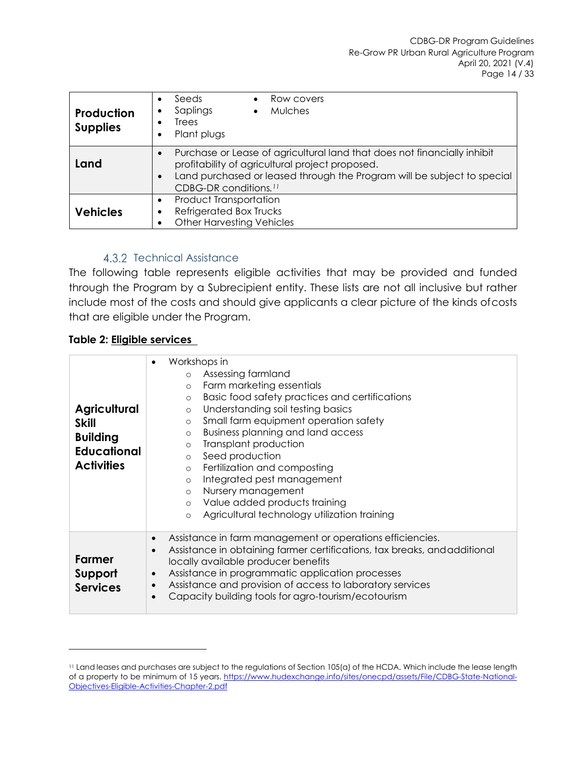| | |
|---|---|
| **Production Supplies** | • Seeds<br>• Saplings<br>• Trees<br>• Plant plugs<br>• Row covers<br>• Mulches |
| **Land** | • Purchase or Lease of agricultural land that does not financially inhibit profitability of agricultural project proposed.<br>• Land purchased or leased through the Program will be subject to special CDBG-DR conditions.[11] |
| **Vehicles** | • Product Transportation<br>• Refrigerated Box Trucks<br>• Other Harvesting Vehicles |

### 4.3.2 Technical Assistance

The following table represents eligible activities that may be provided and funded through the Program by a Subrecipient entity. These lists are not all inclusive but rather include most of the costs and should give applicants a clear picture of the kinds of costs that are eligible under the Program.

**Table 2: Eligible services**

| | |
|---|---|
| **Agricultural Skill Building Educational Activities** | • Workshops in<br>  ◦ Assessing farmland<br>  ◦ Farm marketing essentials<br>  ◦ Basic food safety practices and certifications<br>  ◦ Understanding soil testing basics<br>  ◦ Small farm equipment operation safety<br>  ◦ Business planning and land access<br>  ◦ Transplant production<br>  ◦ Seed production<br>  ◦ Fertilization and composting<br>  ◦ Integrated pest management<br>  ◦ Nursery management<br>  ◦ Value added products training<br>  ◦ Agricultural technology utilization training |
| **Farmer Support Services** | • Assistance in farm management or operations efficiencies.<br>• Assistance in obtaining farmer certifications, tax breaks, and additional locally available producer benefits<br>• Assistance in programmatic application processes<br>• Assistance and provision of access to laboratory services<br>• Capacity building tools for agro-tourism/ecotourism |

---

[11] Land leases and purchases are subject to the regulations of Section 105(a) of the HCDA. Which include the lease length of a property to be minimum of 15 years. https://www.hudexchange.info/sites/onecpd/assets/File/CDBG-State-National-Objectives-Eligible-Activities-Chapter-2.pdf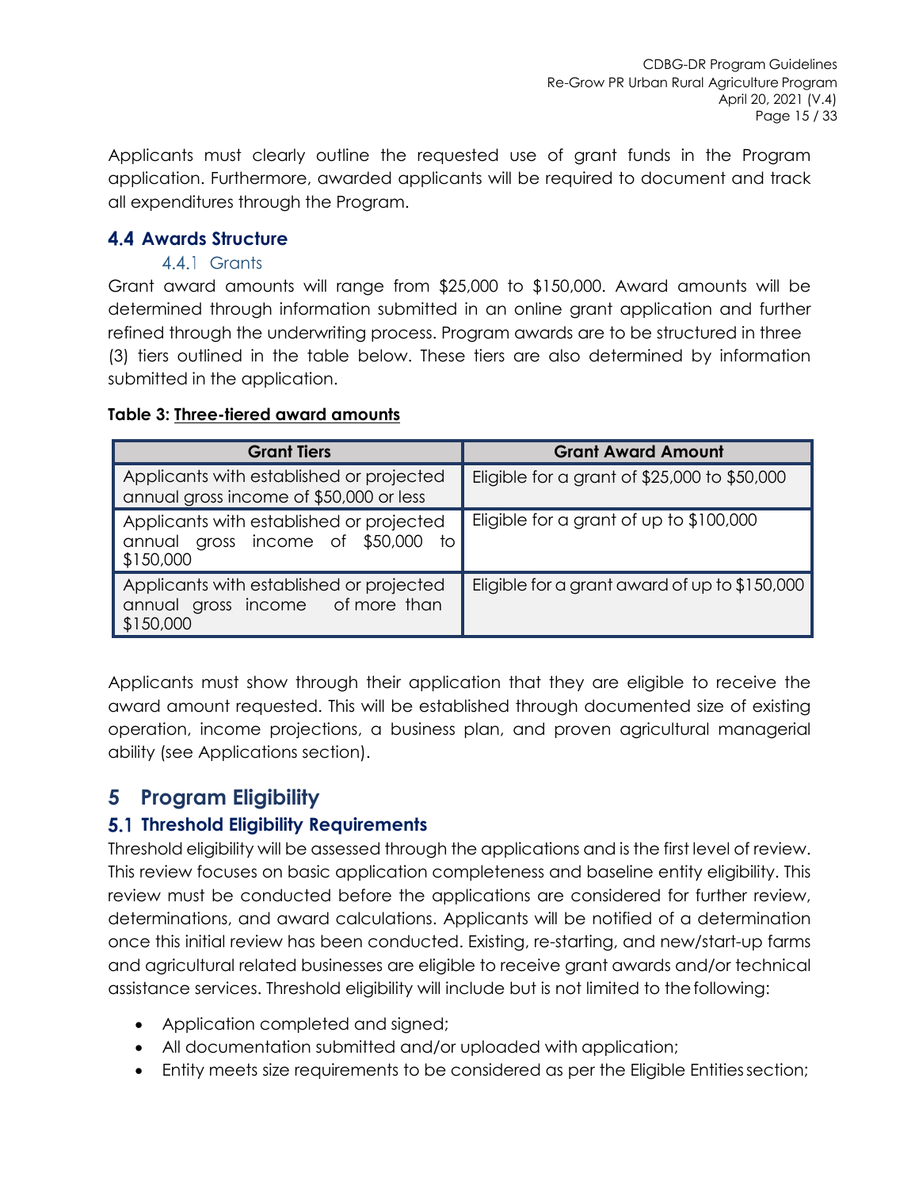Applicants must clearly outline the requested use of grant funds in the Program application. Furthermore, awarded applicants will be required to document and track all expenditures through the Program.

## 4.4 Awards Structure

### 4.4.1 Grants

Grant award amounts will range from $25,000 to $150,000. Award amounts will be determined through information submitted in an online grant application and further refined through the underwriting process. Program awards are to be structured in three (3) tiers outlined in the table below. These tiers are also determined by information submitted in the application.

**Table 3: Three-tiered award amounts**

| Grant Tiers | Grant Award Amount |
|---|---|
| Applicants with established or projected annual gross income of $50,000 or less | Eligible for a grant of $25,000 to $50,000 |
| Applicants with established or projected annual gross income of $50,000 to $150,000 | Eligible for a grant of up to $100,000 |
| Applicants with established or projected annual gross income of more than $150,000 | Eligible for a grant award of up to $150,000 |

Applicants must show through their application that they are eligible to receive the award amount requested. This will be established through documented size of existing operation, income projections, a business plan, and proven agricultural managerial ability (see Applications section).

# 5 Program Eligibility

## 5.1 Threshold Eligibility Requirements

Threshold eligibility will be assessed through the applications and is the first level of review. This review focuses on basic application completeness and baseline entity eligibility. This review must be conducted before the applications are considered for further review, determinations, and award calculations. Applicants will be notified of a determination once this initial review has been conducted. Existing, re-starting, and new/start-up farms and agricultural related businesses are eligible to receive grant awards and/or technical assistance services. Threshold eligibility will include but is not limited to the following:

- Application completed and signed;
- All documentation submitted and/or uploaded with application;
- Entity meets size requirements to be considered as per the Eligible Entities section;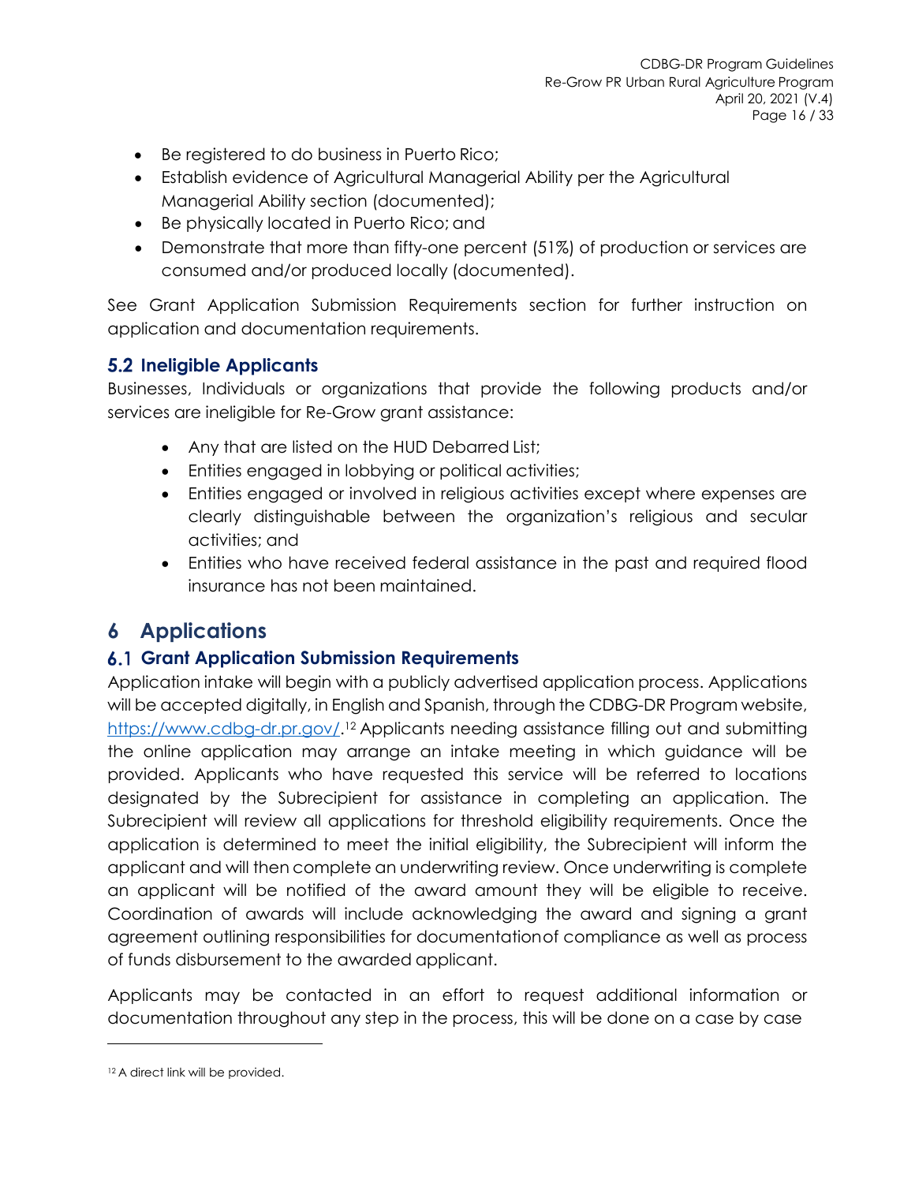- Be registered to do business in Puerto Rico;
- Establish evidence of Agricultural Managerial Ability per the Agricultural Managerial Ability section (documented);
- Be physically located in Puerto Rico; and
- Demonstrate that more than fifty-one percent (51%) of production or services are consumed and/or produced locally (documented).

See Grant Application Submission Requirements section for further instruction on application and documentation requirements.

## 5.2 Ineligible Applicants

Businesses, Individuals or organizations that provide the following products and/or services are ineligible for Re-Grow grant assistance:

- Any that are listed on the HUD Debarred List;
- Entities engaged in lobbying or political activities;
- Entities engaged or involved in religious activities except where expenses are clearly distinguishable between the organization's religious and secular activities; and
- Entities who have received federal assistance in the past and required flood insurance has not been maintained.

# 6 Applications

## 6.1 Grant Application Submission Requirements

Application intake will begin with a publicly advertised application process. Applications will be accepted digitally, in English and Spanish, through the CDBG-DR Program website, https://www.cdbg-dr.pr.gov/.[12] Applicants needing assistance filling out and submitting the online application may arrange an intake meeting in which guidance will be provided. Applicants who have requested this service will be referred to locations designated by the Subrecipient for assistance in completing an application. The Subrecipient will review all applications for threshold eligibility requirements. Once the application is determined to meet the initial eligibility, the Subrecipient will inform the applicant and will then complete an underwriting review. Once underwriting is complete an applicant will be notified of the award amount they will be eligible to receive. Coordination of awards will include acknowledging the award and signing a grant agreement outlining responsibilities for documentation of compliance as well as process of funds disbursement to the awarded applicant.

Applicants may be contacted in an effort to request additional information or documentation throughout any step in the process, this will be done on a case by case

[12] A direct link will be provided.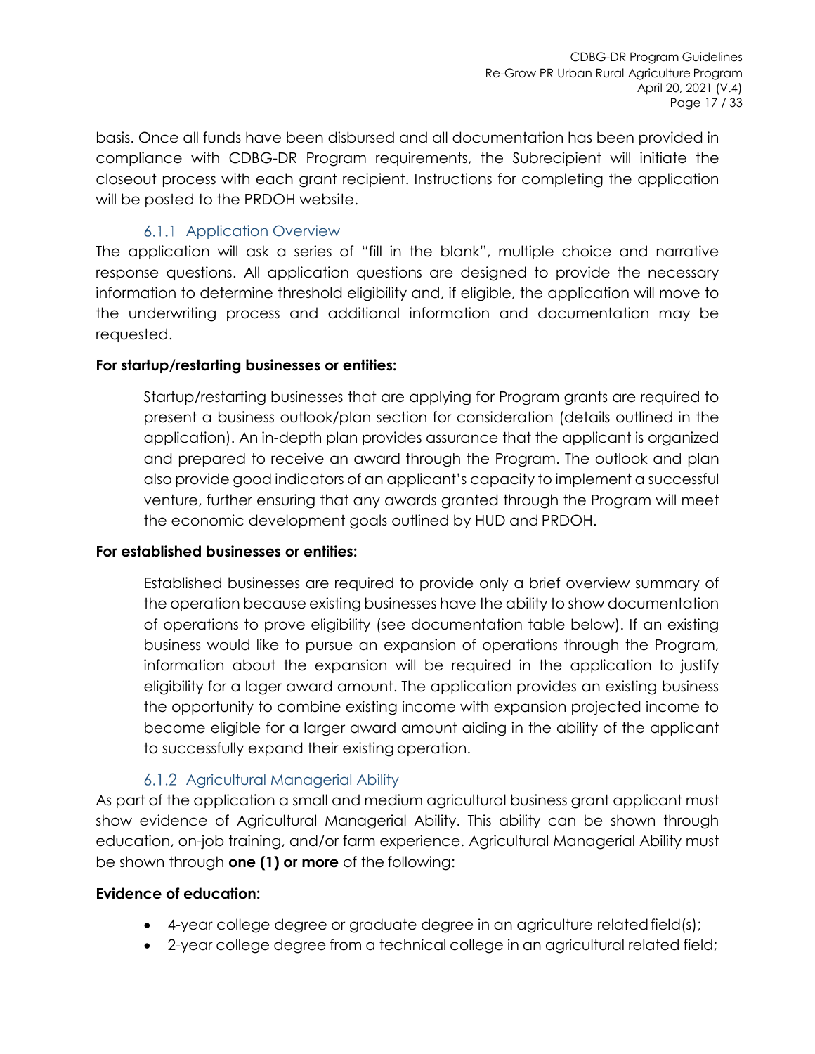basis. Once all funds have been disbursed and all documentation has been provided in compliance with CDBG-DR Program requirements, the Subrecipient will initiate the closeout process with each grant recipient. Instructions for completing the application will be posted to the PRDOH website.

### 6.1.1 Application Overview

The application will ask a series of "fill in the blank", multiple choice and narrative response questions. All application questions are designed to provide the necessary information to determine threshold eligibility and, if eligible, the application will move to the underwriting process and additional information and documentation may be requested.

**For startup/restarting businesses or entities:**

> Startup/restarting businesses that are applying for Program grants are required to present a business outlook/plan section for consideration (details outlined in the application). An in-depth plan provides assurance that the applicant is organized and prepared to receive an award through the Program. The outlook and plan also provide good indicators of an applicant's capacity to implement a successful venture, further ensuring that any awards granted through the Program will meet the economic development goals outlined by HUD and PRDOH.

**For established businesses or entities:**

> Established businesses are required to provide only a brief overview summary of the operation because existing businesses have the ability to show documentation of operations to prove eligibility (see documentation table below). If an existing business would like to pursue an expansion of operations through the Program, information about the expansion will be required in the application to justify eligibility for a lager award amount. The application provides an existing business the opportunity to combine existing income with expansion projected income to become eligible for a larger award amount aiding in the ability of the applicant to successfully expand their existing operation.

### 6.1.2 Agricultural Managerial Ability

As part of the application a small and medium agricultural business grant applicant must show evidence of Agricultural Managerial Ability. This ability can be shown through education, on-job training, and/or farm experience. Agricultural Managerial Ability must be shown through **one (1) or more** of the following:

**Evidence of education:**

- 4-year college degree or graduate degree in an agriculture related field(s);
- 2-year college degree from a technical college in an agricultural related field;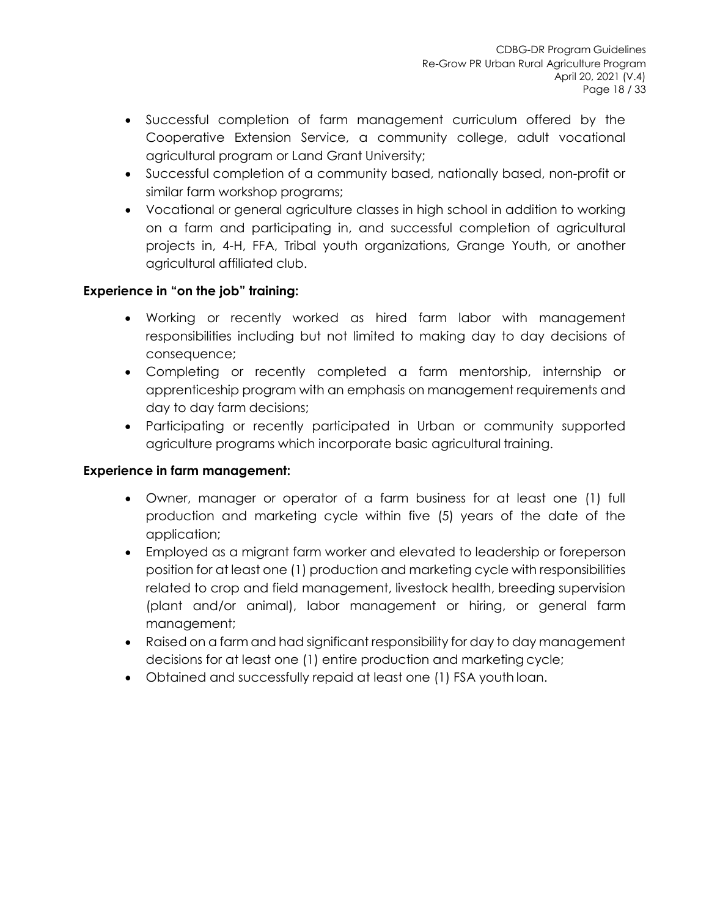- Successful completion of farm management curriculum offered by the Cooperative Extension Service, a community college, adult vocational agricultural program or Land Grant University;
- Successful completion of a community based, nationally based, non-profit or similar farm workshop programs;
- Vocational or general agriculture classes in high school in addition to working on a farm and participating in, and successful completion of agricultural projects in, 4-H, FFA, Tribal youth organizations, Grange Youth, or another agricultural affiliated club.

**Experience in "on the job" training:**

- Working or recently worked as hired farm labor with management responsibilities including but not limited to making day to day decisions of consequence;
- Completing or recently completed a farm mentorship, internship or apprenticeship program with an emphasis on management requirements and day to day farm decisions;
- Participating or recently participated in Urban or community supported agriculture programs which incorporate basic agricultural training.

**Experience in farm management:**

- Owner, manager or operator of a farm business for at least one (1) full production and marketing cycle within five (5) years of the date of the application;
- Employed as a migrant farm worker and elevated to leadership or foreperson position for at least one (1) production and marketing cycle with responsibilities related to crop and field management, livestock health, breeding supervision (plant and/or animal), labor management or hiring, or general farm management;
- Raised on a farm and had significant responsibility for day to day management decisions for at least one (1) entire production and marketing cycle;
- Obtained and successfully repaid at least one (1) FSA youth loan.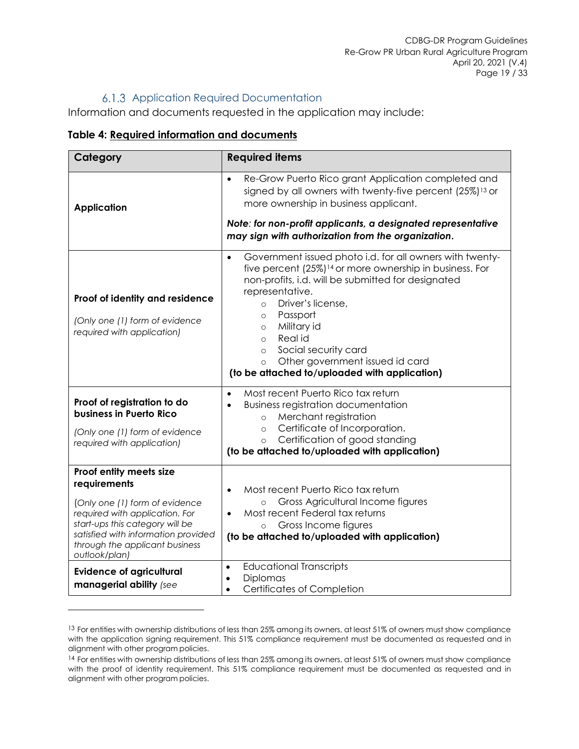### 6.1.3 Application Required Documentation

Information and documents requested in the application may include:

**Table 4: Required information and documents**

| Category | Required items |
|---|---|
| **Application** | • Re-Grow Puerto Rico grant Application completed and signed by all owners with twenty-five percent (25%)[13] or more ownership in business applicant.<br><br>***Note**: for non-profit applicants, a designated representative may sign with authorization from the organization.* |
| **Proof of identity and residence**<br><br>*(Only one (1) form of evidence required with application)* | • Government issued photo i.d. for all owners with twenty-five percent (25%)[14] or more ownership in business. For non-profits, i.d. will be submitted for designated representative.<br>&nbsp;&nbsp;&nbsp;&nbsp;○ Driver's license,<br>&nbsp;&nbsp;&nbsp;&nbsp;○ Passport<br>&nbsp;&nbsp;&nbsp;&nbsp;○ Military id<br>&nbsp;&nbsp;&nbsp;&nbsp;○ Real id<br>&nbsp;&nbsp;&nbsp;&nbsp;○ Social security card<br>&nbsp;&nbsp;&nbsp;&nbsp;○ Other government issued id card<br>**(to be attached to/uploaded with application)** |
| **Proof of registration to do business in Puerto Rico**<br><br>*(Only one (1) form of evidence required with application)* | • Most recent Puerto Rico tax return<br>• Business registration documentation<br>&nbsp;&nbsp;&nbsp;&nbsp;○ Merchant registration<br>&nbsp;&nbsp;&nbsp;&nbsp;○ Certificate of Incorporation.<br>&nbsp;&nbsp;&nbsp;&nbsp;○ Certification of good standing<br>**(to be attached to/uploaded with application)** |
| **Proof entity meets size requirements**<br><br>*(Only one (1) form of evidence required with application. For start-ups this category will be satisfied with information provided through the applicant business outlook/plan)* | • Most recent Puerto Rico tax return<br>&nbsp;&nbsp;&nbsp;&nbsp;○ Gross Agricultural Income figures<br>• Most recent Federal tax returns<br>&nbsp;&nbsp;&nbsp;&nbsp;○ Gross Income figures<br>**(to be attached to/uploaded with application)** |
| **Evidence of agricultural managerial ability** *(see* | • Educational Transcripts<br>• Diplomas<br>• Certificates of Completion |

[13] For entities with ownership distributions of less than 25% among its owners, at least 51% of owners must show compliance with the application signing requirement. This 51% compliance requirement must be documented as requested and in alignment with other program policies.

[14] For entities with ownership distributions of less than 25% among its owners, at least 51% of owners must show compliance with the proof of identity requirement. This 51% compliance requirement must be documented as requested and in alignment with other program policies.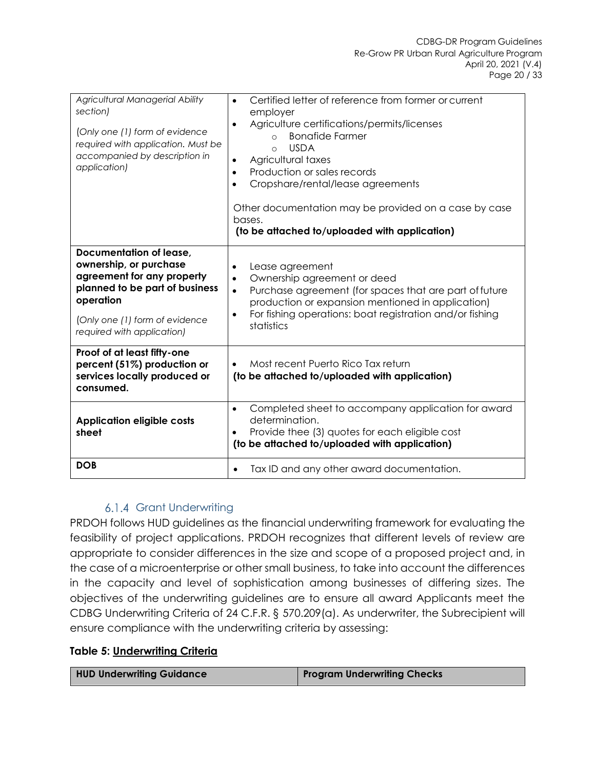| | |
|---|---|
| *Agricultural Managerial Ability section)*<br><br>*(Only one (1) form of evidence required with application. Must be accompanied by description in application)* | • Certified letter of reference from former or current employer<br>• Agriculture certifications/permits/licenses<br>&nbsp;&nbsp;&nbsp;&nbsp;○ Bonafide Farmer<br>&nbsp;&nbsp;&nbsp;&nbsp;○ USDA<br>• Agricultural taxes<br>• Production or sales records<br>• Cropshare/rental/lease agreements<br><br>Other documentation may be provided on a case by case bases.<br>**(to be attached to/uploaded with application)** |
| **Documentation of lease, ownership, or purchase agreement for any property planned to be part of business operation**<br><br>*(Only one (1) form of evidence required with application)* | • Lease agreement<br>• Ownership agreement or deed<br>• Purchase agreement (for spaces that are part of future production or expansion mentioned in application)<br>• For fishing operations: boat registration and/or fishing statistics |
| **Proof of at least fifty-one percent (51%) production or services locally produced or consumed.** | • Most recent Puerto Rico Tax return<br>**(to be attached to/uploaded with application)** |
| **Application eligible costs sheet** | • Completed sheet to accompany application for award determination.<br>• Provide thee (3) quotes for each eligible cost<br>**(to be attached to/uploaded with application)** |
| **DOB** | • Tax ID and any other award documentation. |

### 6.1.4 Grant Underwriting

PRDOH follows HUD guidelines as the financial underwriting framework for evaluating the feasibility of project applications. PRDOH recognizes that different levels of review are appropriate to consider differences in the size and scope of a proposed project and, in the case of a microenterprise or other small business, to take into account the differences in the capacity and level of sophistication among businesses of differing sizes. The objectives of the underwriting guidelines are to ensure all award Applicants meet the CDBG Underwriting Criteria of 24 C.F.R. § 570.209(a). As underwriter, the Subrecipient will ensure compliance with the underwriting criteria by assessing:

**Table 5: Underwriting Criteria**

| HUD Underwriting Guidance | Program Underwriting Checks |
|---|---|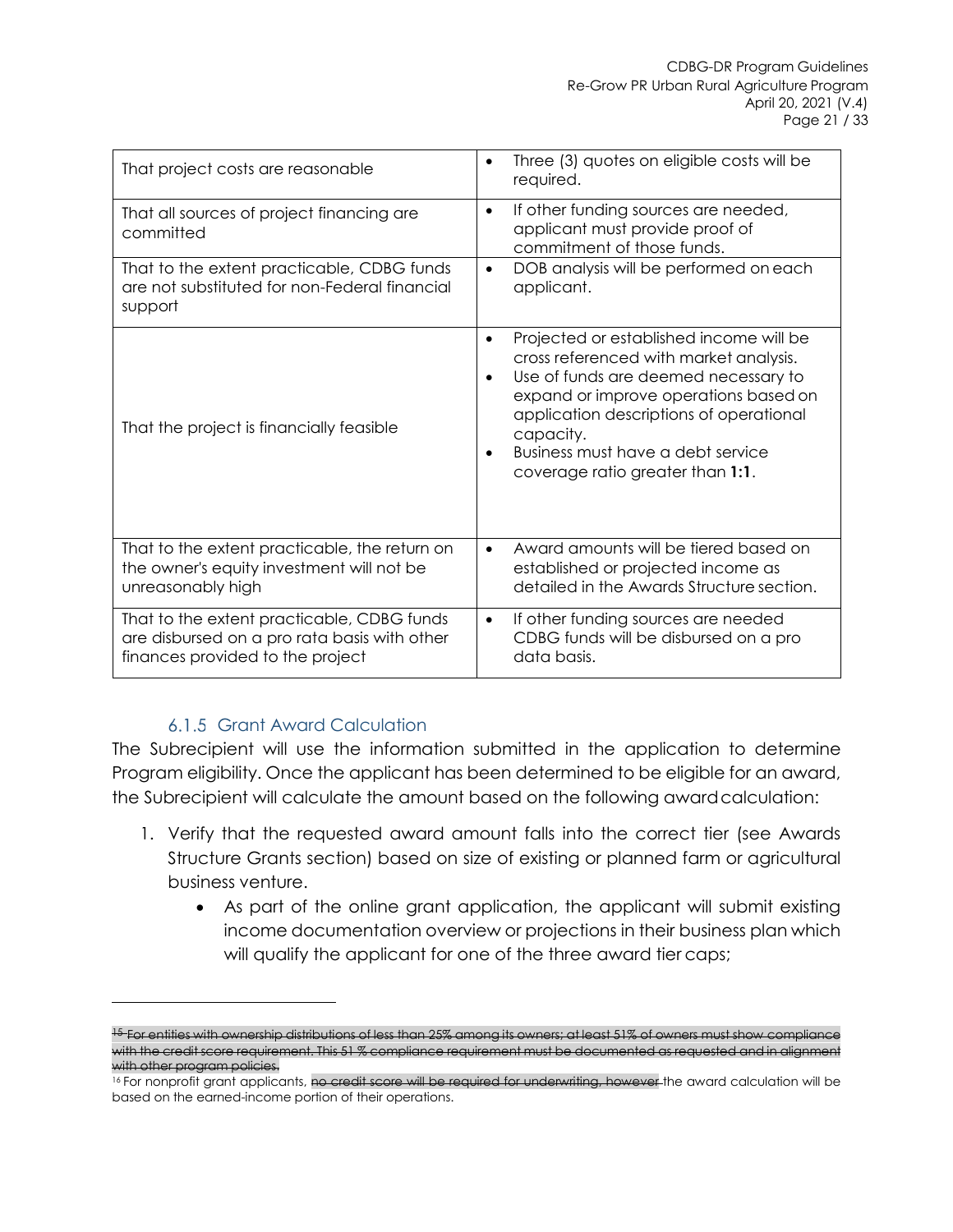| That project costs are reasonable | • Three (3) quotes on eligible costs will be required. |
|---|---|
| That all sources of project financing are committed | • If other funding sources are needed, applicant must provide proof of commitment of those funds. |
| That to the extent practicable, CDBG funds are not substituted for non-Federal financial support | • DOB analysis will be performed on each applicant. |
| That the project is financially feasible | • Projected or established income will be cross referenced with market analysis.<br>• Use of funds are deemed necessary to expand or improve operations based on application descriptions of operational capacity.<br>• Business must have a debt service coverage ratio greater than **1:1**. |
| That to the extent practicable, the return on the owner's equity investment will not be unreasonably high | • Award amounts will be tiered based on established or projected income as detailed in the Awards Structure section. |
| That to the extent practicable, CDBG funds are disbursed on a pro rata basis with other finances provided to the project | • If other funding sources are needed CDBG funds will be disbursed on a pro data basis. |

### 6.1.5 Grant Award Calculation

The Subrecipient will use the information submitted in the application to determine Program eligibility. Once the applicant has been determined to be eligible for an award, the Subrecipient will calculate the amount based on the following award calculation:

1. Verify that the requested award amount falls into the correct tier (see Awards Structure Grants section) based on size of existing or planned farm or agricultural business venture.
   - As part of the online grant application, the applicant will submit existing income documentation overview or projections in their business plan which will qualify the applicant for one of the three award tier caps;

---

[15] ~~For entities with ownership distributions of less than 25% among its owners; at least 51% of owners must show compliance with the credit score requirement. This 51 % compliance requirement must be documented as requested and in alignment with other program policies.~~

[16] For nonprofit grant applicants, ~~no credit score will be required for underwriting, however~~ the award calculation will be based on the earned-income portion of their operations.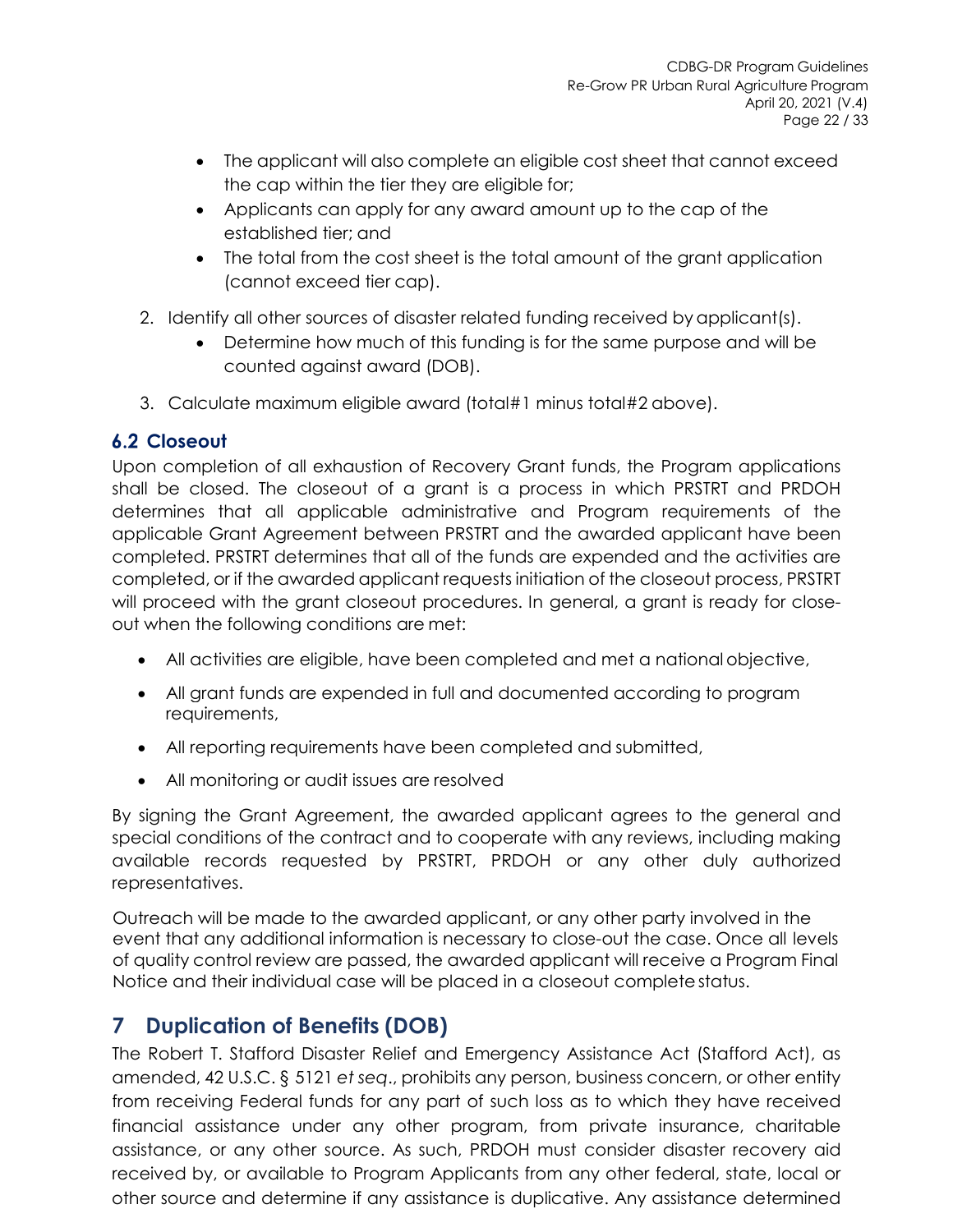- The applicant will also complete an eligible cost sheet that cannot exceed the cap within the tier they are eligible for;
- Applicants can apply for any award amount up to the cap of the established tier; and
- The total from the cost sheet is the total amount of the grant application (cannot exceed tier cap).

2. Identify all other sources of disaster related funding received by applicant(s).
    - Determine how much of this funding is for the same purpose and will be counted against award (DOB).
3. Calculate maximum eligible award (total#1 minus total#2 above).

### 6.2 Closeout

Upon completion of all exhaustion of Recovery Grant funds, the Program applications shall be closed. The closeout of a grant is a process in which PRSTRT and PRDOH determines that all applicable administrative and Program requirements of the applicable Grant Agreement between PRSTRT and the awarded applicant have been completed. PRSTRT determines that all of the funds are expended and the activities are completed, or if the awarded applicant requests initiation of the closeout process, PRSTRT will proceed with the grant closeout procedures. In general, a grant is ready for close-out when the following conditions are met:

- All activities are eligible, have been completed and met a national objective,
- All grant funds are expended in full and documented according to program requirements,
- All reporting requirements have been completed and submitted,
- All monitoring or audit issues are resolved

By signing the Grant Agreement, the awarded applicant agrees to the general and special conditions of the contract and to cooperate with any reviews, including making available records requested by PRSTRT, PRDOH or any other duly authorized representatives.

Outreach will be made to the awarded applicant, or any other party involved in the event that any additional information is necessary to close-out the case. Once all levels of quality control review are passed, the awarded applicant will receive a Program Final Notice and their individual case will be placed in a closeout complete status.

## 7 Duplication of Benefits (DOB)

The Robert T. Stafford Disaster Relief and Emergency Assistance Act (Stafford Act), as amended, 42 U.S.C. § 5121 *et seq*., prohibits any person, business concern, or other entity from receiving Federal funds for any part of such loss as to which they have received financial assistance under any other program, from private insurance, charitable assistance, or any other source. As such, PRDOH must consider disaster recovery aid received by, or available to Program Applicants from any other federal, state, local or other source and determine if any assistance is duplicative. Any assistance determined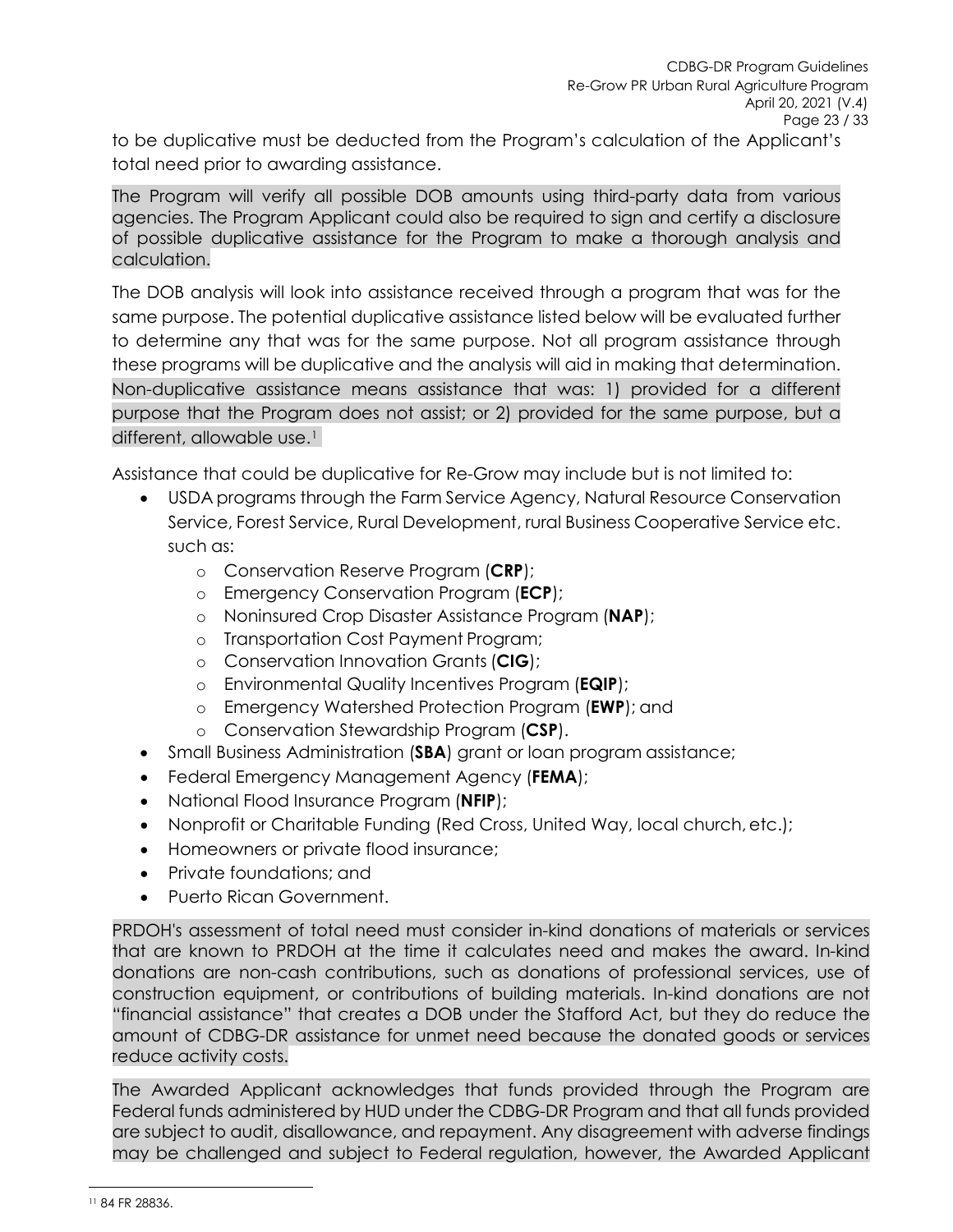to be duplicative must be deducted from the Program's calculation of the Applicant's total need prior to awarding assistance.

The Program will verify all possible DOB amounts using third-party data from various agencies. The Program Applicant could also be required to sign and certify a disclosure of possible duplicative assistance for the Program to make a thorough analysis and calculation.

The DOB analysis will look into assistance received through a program that was for the same purpose. The potential duplicative assistance listed below will be evaluated further to determine any that was for the same purpose. Not all program assistance through these programs will be duplicative and the analysis will aid in making that determination. Non-duplicative assistance means assistance that was: 1) provided for a different purpose that the Program does not assist; or 2) provided for the same purpose, but a different, allowable use.[11]

Assistance that could be duplicative for Re-Grow may include but is not limited to:

- USDA programs through the Farm Service Agency, Natural Resource Conservation Service, Forest Service, Rural Development, rural Business Cooperative Service etc. such as:
  - Conservation Reserve Program (**CRP**);
  - Emergency Conservation Program (**ECP**);
  - Noninsured Crop Disaster Assistance Program (**NAP**);
  - Transportation Cost Payment Program;
  - Conservation Innovation Grants (**CIG**);
  - Environmental Quality Incentives Program (**EQIP**);
  - Emergency Watershed Protection Program (**EWP**); and
  - Conservation Stewardship Program (**CSP**).
- Small Business Administration (**SBA**) grant or loan program assistance;
- Federal Emergency Management Agency (**FEMA**);
- National Flood Insurance Program (**NFIP**);
- Nonprofit or Charitable Funding (Red Cross, United Way, local church, etc.);
- Homeowners or private flood insurance;
- Private foundations; and
- Puerto Rican Government.

PRDOH's assessment of total need must consider in-kind donations of materials or services that are known to PRDOH at the time it calculates need and makes the award. In-kind donations are non-cash contributions, such as donations of professional services, use of construction equipment, or contributions of building materials. In-kind donations are not "financial assistance" that creates a DOB under the Stafford Act, but they do reduce the amount of CDBG-DR assistance for unmet need because the donated goods or services reduce activity costs.

The Awarded Applicant acknowledges that funds provided through the Program are Federal funds administered by HUD under the CDBG-DR Program and that all funds provided are subject to audit, disallowance, and repayment. Any disagreement with adverse findings may be challenged and subject to Federal regulation, however, the Awarded Applicant

[11] 84 FR 28836.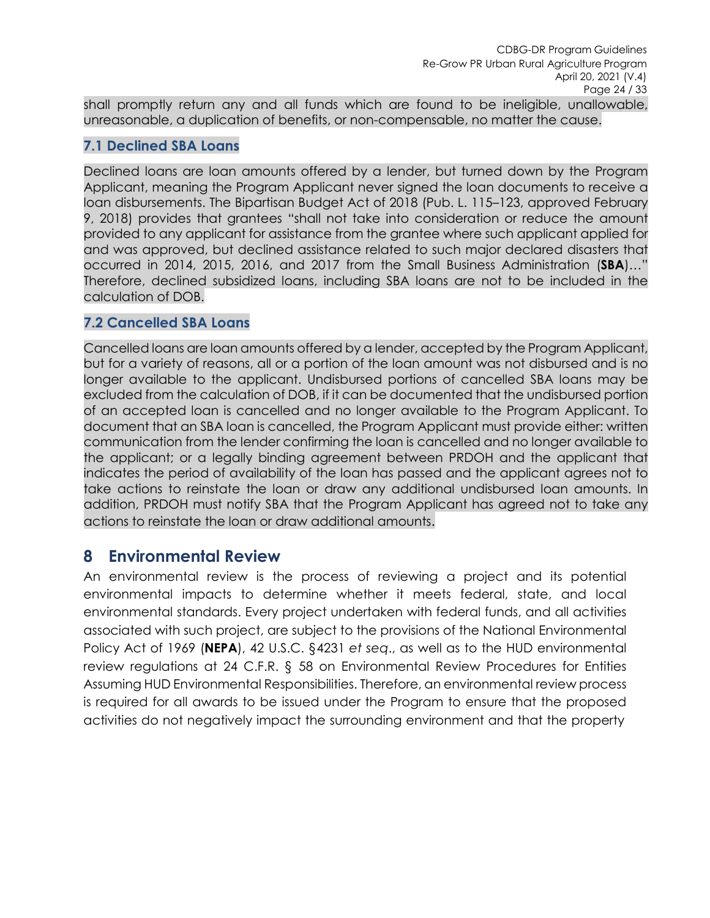shall promptly return any and all funds which are found to be ineligible, unallowable, unreasonable, a duplication of benefits, or non-compensable, no matter the cause.

### 7.1 Declined SBA Loans

Declined loans are loan amounts offered by a lender, but turned down by the Program Applicant, meaning the Program Applicant never signed the loan documents to receive a loan disbursements. The Bipartisan Budget Act of 2018 (Pub. L. 115–123, approved February 9, 2018) provides that grantees "shall not take into consideration or reduce the amount provided to any applicant for assistance from the grantee where such applicant applied for and was approved, but declined assistance related to such major declared disasters that occurred in 2014, 2015, 2016, and 2017 from the Small Business Administration (**SBA**)…" Therefore, declined subsidized loans, including SBA loans are not to be included in the calculation of DOB.

### 7.2 Cancelled SBA Loans

Cancelled loans are loan amounts offered by a lender, accepted by the Program Applicant, but for a variety of reasons, all or a portion of the loan amount was not disbursed and is no longer available to the applicant. Undisbursed portions of cancelled SBA loans may be excluded from the calculation of DOB, if it can be documented that the undisbursed portion of an accepted loan is cancelled and no longer available to the Program Applicant. To document that an SBA loan is cancelled, the Program Applicant must provide either: written communication from the lender confirming the loan is cancelled and no longer available to the applicant; or a legally binding agreement between PRDOH and the applicant that indicates the period of availability of the loan has passed and the applicant agrees not to take actions to reinstate the loan or draw any additional undisbursed loan amounts. In addition, PRDOH must notify SBA that the Program Applicant has agreed not to take any actions to reinstate the loan or draw additional amounts.

## 8 Environmental Review

An environmental review is the process of reviewing a project and its potential environmental impacts to determine whether it meets federal, state, and local environmental standards. Every project undertaken with federal funds, and all activities associated with such project, are subject to the provisions of the National Environmental Policy Act of 1969 (**NEPA**), 42 U.S.C. §4231 *et seq*., as well as to the HUD environmental review regulations at 24 C.F.R. § 58 on Environmental Review Procedures for Entities Assuming HUD Environmental Responsibilities. Therefore, an environmental review process is required for all awards to be issued under the Program to ensure that the proposed activities do not negatively impact the surrounding environment and that the property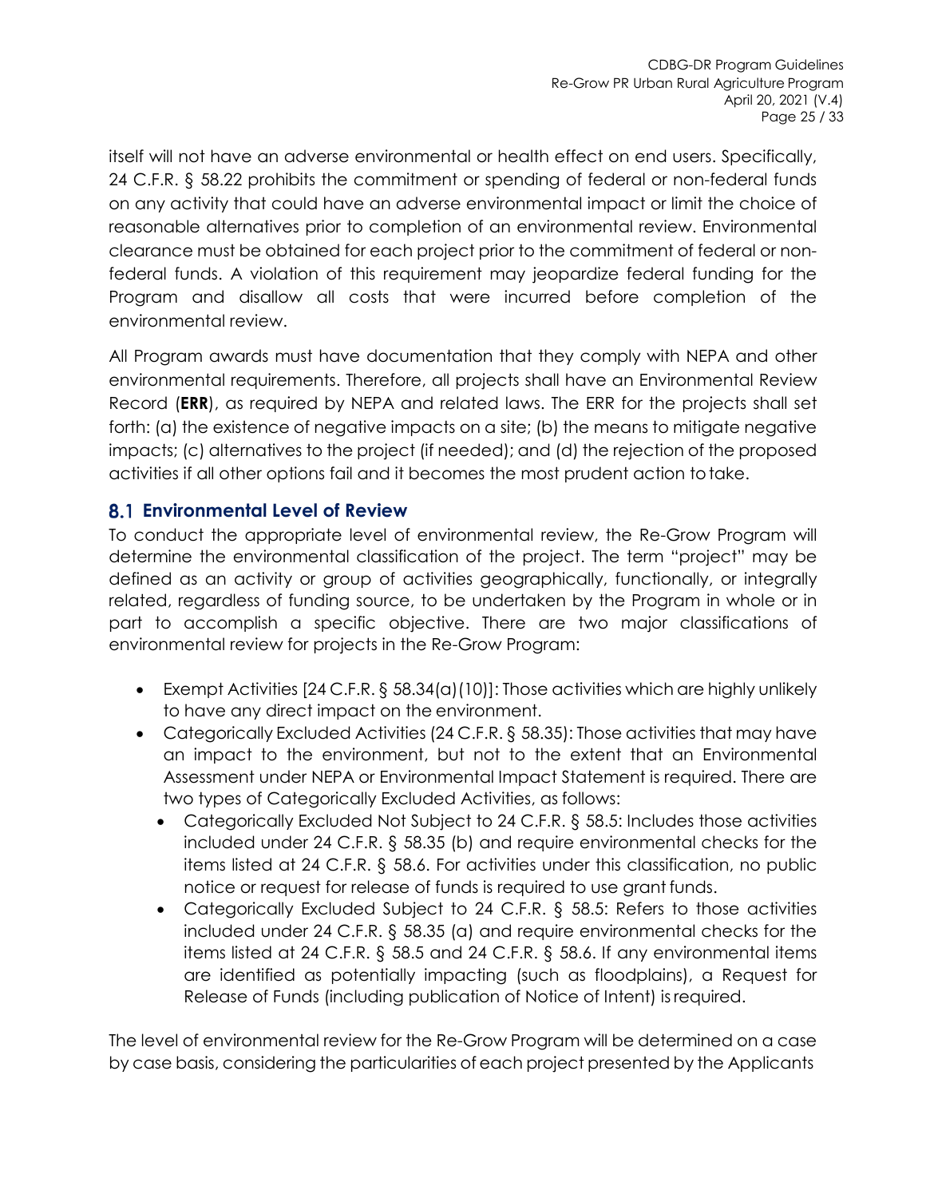itself will not have an adverse environmental or health effect on end users. Specifically, 24 C.F.R. § 58.22 prohibits the commitment or spending of federal or non-federal funds on any activity that could have an adverse environmental impact or limit the choice of reasonable alternatives prior to completion of an environmental review. Environmental clearance must be obtained for each project prior to the commitment of federal or non-federal funds. A violation of this requirement may jeopardize federal funding for the Program and disallow all costs that were incurred before completion of the environmental review.

All Program awards must have documentation that they comply with NEPA and other environmental requirements. Therefore, all projects shall have an Environmental Review Record (**ERR**), as required by NEPA and related laws. The ERR for the projects shall set forth: (a) the existence of negative impacts on a site; (b) the means to mitigate negative impacts; (c) alternatives to the project (if needed); and (d) the rejection of the proposed activities if all other options fail and it becomes the most prudent action to take.

## 8.1 Environmental Level of Review

To conduct the appropriate level of environmental review, the Re-Grow Program will determine the environmental classification of the project. The term "project" may be defined as an activity or group of activities geographically, functionally, or integrally related, regardless of funding source, to be undertaken by the Program in whole or in part to accomplish a specific objective. There are two major classifications of environmental review for projects in the Re-Grow Program:

- Exempt Activities [24 C.F.R. § 58.34(a)(10)]: Those activities which are highly unlikely to have any direct impact on the environment.
- Categorically Excluded Activities (24 C.F.R. § 58.35): Those activities that may have an impact to the environment, but not to the extent that an Environmental Assessment under NEPA or Environmental Impact Statement is required. There are two types of Categorically Excluded Activities, as follows:
  - Categorically Excluded Not Subject to 24 C.F.R. § 58.5: Includes those activities included under 24 C.F.R. § 58.35 (b) and require environmental checks for the items listed at 24 C.F.R. § 58.6. For activities under this classification, no public notice or request for release of funds is required to use grant funds.
  - Categorically Excluded Subject to 24 C.F.R. § 58.5: Refers to those activities included under 24 C.F.R. § 58.35 (a) and require environmental checks for the items listed at 24 C.F.R. § 58.5 and 24 C.F.R. § 58.6. If any environmental items are identified as potentially impacting (such as floodplains), a Request for Release of Funds (including publication of Notice of Intent) is required.

The level of environmental review for the Re-Grow Program will be determined on a case by case basis, considering the particularities of each project presented by the Applicants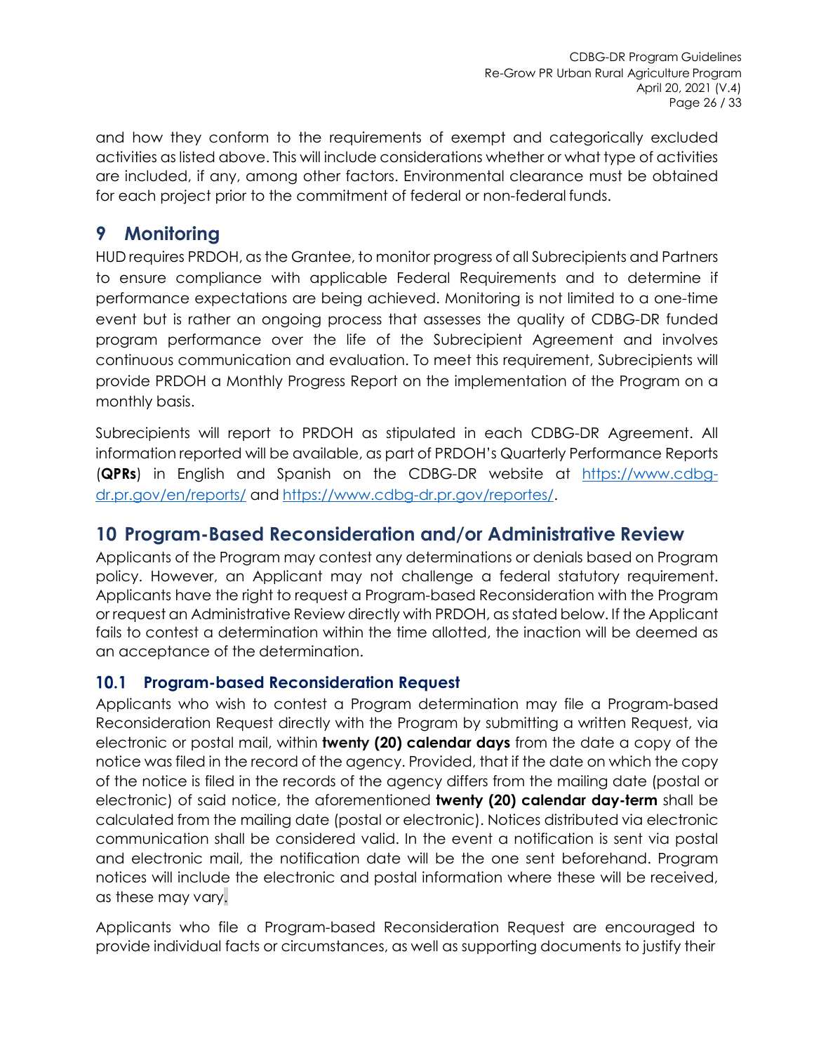and how they conform to the requirements of exempt and categorically excluded activities as listed above. This will include considerations whether or what type of activities are included, if any, among other factors. Environmental clearance must be obtained for each project prior to the commitment of federal or non-federal funds.

# 9 Monitoring

HUD requires PRDOH, as the Grantee, to monitor progress of all Subrecipients and Partners to ensure compliance with applicable Federal Requirements and to determine if performance expectations are being achieved. Monitoring is not limited to a one-time event but is rather an ongoing process that assesses the quality of CDBG-DR funded program performance over the life of the Subrecipient Agreement and involves continuous communication and evaluation. To meet this requirement, Subrecipients will provide PRDOH a Monthly Progress Report on the implementation of the Program on a monthly basis.

Subrecipients will report to PRDOH as stipulated in each CDBG-DR Agreement. All information reported will be available, as part of PRDOH's Quarterly Performance Reports (**QPRs**) in English and Spanish on the CDBG-DR website at [https://www.cdbg-dr.pr.gov/en/reports/](https://www.cdbg-dr.pr.gov/en/reports/) and [https://www.cdbg-dr.pr.gov/reportes/](https://www.cdbg-dr.pr.gov/reportes/).

# 10 Program-Based Reconsideration and/or Administrative Review

Applicants of the Program may contest any determinations or denials based on Program policy. However, an Applicant may not challenge a federal statutory requirement. Applicants have the right to request a Program-based Reconsideration with the Program or request an Administrative Review directly with PRDOH, as stated below. If the Applicant fails to contest a determination within the time allotted, the inaction will be deemed as an acceptance of the determination.

## 10.1 Program-based Reconsideration Request

Applicants who wish to contest a Program determination may file a Program-based Reconsideration Request directly with the Program by submitting a written Request, via electronic or postal mail, within **twenty (20) calendar days** from the date a copy of the notice was filed in the record of the agency. Provided, that if the date on which the copy of the notice is filed in the records of the agency differs from the mailing date (postal or electronic) of said notice, the aforementioned **twenty (20) calendar day-term** shall be calculated from the mailing date (postal or electronic). Notices distributed via electronic communication shall be considered valid. In the event a notification is sent via postal and electronic mail, the notification date will be the one sent beforehand. Program notices will include the electronic and postal information where these will be received, as these may vary.

Applicants who file a Program-based Reconsideration Request are encouraged to provide individual facts or circumstances, as well as supporting documents to justify their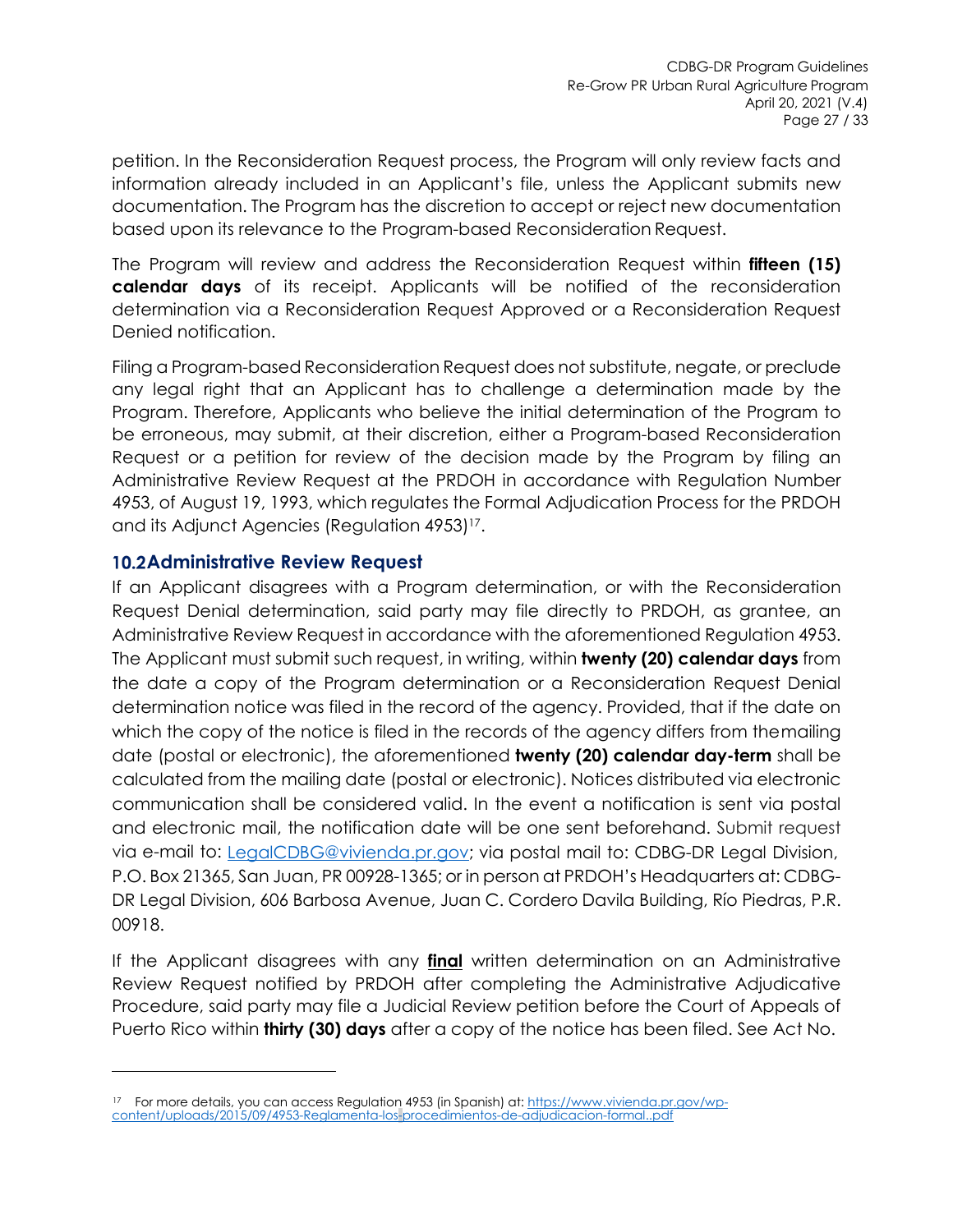petition. In the Reconsideration Request process, the Program will only review facts and information already included in an Applicant's file, unless the Applicant submits new documentation. The Program has the discretion to accept or reject new documentation based upon its relevance to the Program-based Reconsideration Request.

The Program will review and address the Reconsideration Request within **fifteen (15) calendar days** of its receipt. Applicants will be notified of the reconsideration determination via a Reconsideration Request Approved or a Reconsideration Request Denied notification.

Filing a Program-based Reconsideration Request does not substitute, negate, or preclude any legal right that an Applicant has to challenge a determination made by the Program. Therefore, Applicants who believe the initial determination of the Program to be erroneous, may submit, at their discretion, either a Program-based Reconsideration Request or a petition for review of the decision made by the Program by filing an Administrative Review Request at the PRDOH in accordance with Regulation Number 4953, of August 19, 1993, which regulates the Formal Adjudication Process for the PRDOH and its Adjunct Agencies (Regulation 4953)[17].

## 10.2 Administrative Review Request

If an Applicant disagrees with a Program determination, or with the Reconsideration Request Denial determination, said party may file directly to PRDOH, as grantee, an Administrative Review Request in accordance with the aforementioned Regulation 4953. The Applicant must submit such request, in writing, within **twenty (20) calendar days** from the date a copy of the Program determination or a Reconsideration Request Denial determination notice was filed in the record of the agency. Provided, that if the date on which the copy of the notice is filed in the records of the agency differs from the mailing date (postal or electronic), the aforementioned **twenty (20) calendar day-term** shall be calculated from the mailing date (postal or electronic). Notices distributed via electronic communication shall be considered valid. In the event a notification is sent via postal and electronic mail, the notification date will be one sent beforehand. Submit request via e-mail to: LegalCDBG@vivienda.pr.gov; via postal mail to: CDBG-DR Legal Division, P.O. Box 21365, San Juan, PR 00928-1365; or in person at PRDOH's Headquarters at: CDBG-DR Legal Division, 606 Barbosa Avenue, Juan C. Cordero Davila Building, Río Piedras, P.R. 00918.

If the Applicant disagrees with any **final** written determination on an Administrative Review Request notified by PRDOH after completing the Administrative Adjudicative Procedure, said party may file a Judicial Review petition before the Court of Appeals of Puerto Rico within **thirty (30) days** after a copy of the notice has been filed. See Act No.

---

[17] For more details, you can access Regulation 4953 (in Spanish) at: https://www.vivienda.pr.gov/wp-content/uploads/2015/09/4953-Reglamenta-los-procedimientos-de-adjudicacion-formal..pdf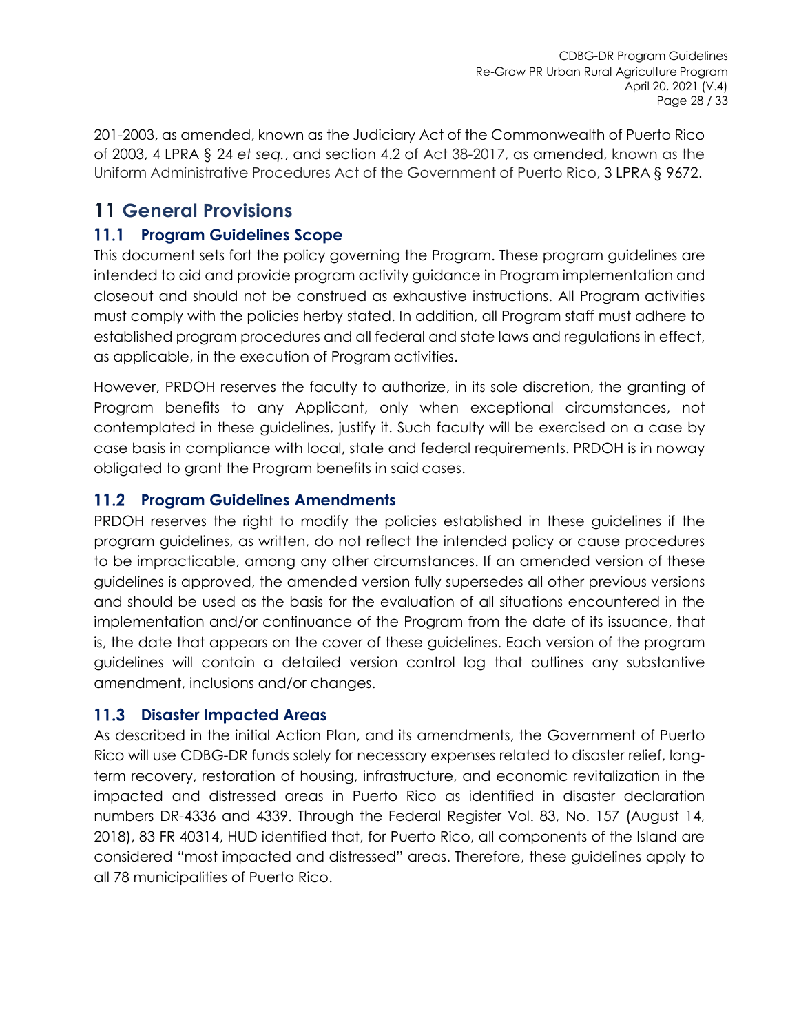201-2003, as amended, known as the Judiciary Act of the Commonwealth of Puerto Rico of 2003, 4 LPRA § 24 *et seq.*, and section 4.2 of Act 38-2017, as amended, known as the Uniform Administrative Procedures Act of the Government of Puerto Rico, 3 LPRA § 9672.

# 11 General Provisions

## 11.1 Program Guidelines Scope

This document sets fort the policy governing the Program. These program guidelines are intended to aid and provide program activity guidance in Program implementation and closeout and should not be construed as exhaustive instructions. All Program activities must comply with the policies herby stated. In addition, all Program staff must adhere to established program procedures and all federal and state laws and regulations in effect, as applicable, in the execution of Program activities.

However, PRDOH reserves the faculty to authorize, in its sole discretion, the granting of Program benefits to any Applicant, only when exceptional circumstances, not contemplated in these guidelines, justify it. Such faculty will be exercised on a case by case basis in compliance with local, state and federal requirements. PRDOH is in noway obligated to grant the Program benefits in said cases.

## 11.2 Program Guidelines Amendments

PRDOH reserves the right to modify the policies established in these guidelines if the program guidelines, as written, do not reflect the intended policy or cause procedures to be impracticable, among any other circumstances. If an amended version of these guidelines is approved, the amended version fully supersedes all other previous versions and should be used as the basis for the evaluation of all situations encountered in the implementation and/or continuance of the Program from the date of its issuance, that is, the date that appears on the cover of these guidelines. Each version of the program guidelines will contain a detailed version control log that outlines any substantive amendment, inclusions and/or changes.

## 11.3 Disaster Impacted Areas

As described in the initial Action Plan, and its amendments, the Government of Puerto Rico will use CDBG-DR funds solely for necessary expenses related to disaster relief, long-term recovery, restoration of housing, infrastructure, and economic revitalization in the impacted and distressed areas in Puerto Rico as identified in disaster declaration numbers DR-4336 and 4339. Through the Federal Register Vol. 83, No. 157 (August 14, 2018), 83 FR 40314, HUD identified that, for Puerto Rico, all components of the Island are considered "most impacted and distressed" areas. Therefore, these guidelines apply to all 78 municipalities of Puerto Rico.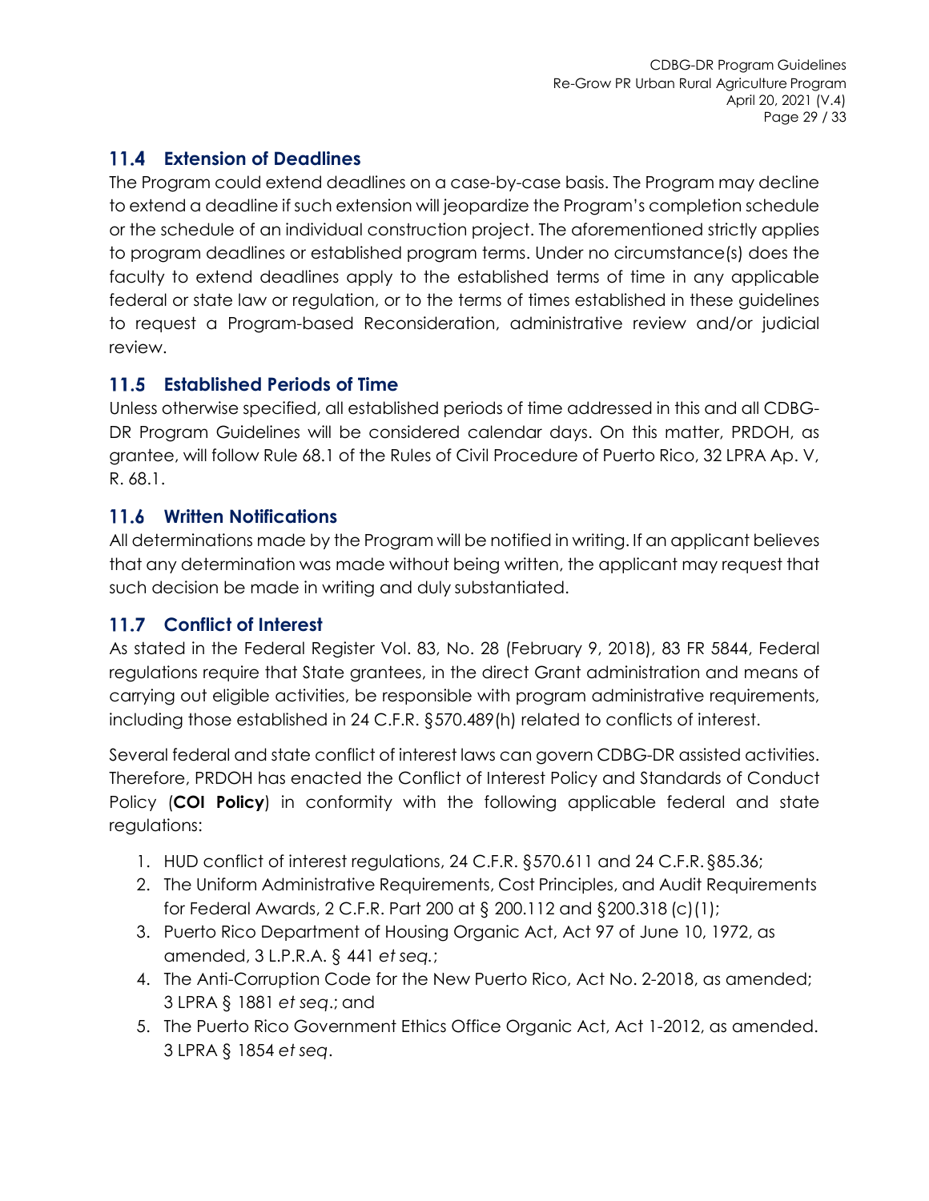## 11.4 Extension of Deadlines

The Program could extend deadlines on a case-by-case basis. The Program may decline to extend a deadline if such extension will jeopardize the Program's completion schedule or the schedule of an individual construction project. The aforementioned strictly applies to program deadlines or established program terms. Under no circumstance(s) does the faculty to extend deadlines apply to the established terms of time in any applicable federal or state law or regulation, or to the terms of times established in these guidelines to request a Program-based Reconsideration, administrative review and/or judicial review.

## 11.5 Established Periods of Time

Unless otherwise specified, all established periods of time addressed in this and all CDBG-DR Program Guidelines will be considered calendar days. On this matter, PRDOH, as grantee, will follow Rule 68.1 of the Rules of Civil Procedure of Puerto Rico, 32 LPRA Ap. V, R. 68.1.

## 11.6 Written Notifications

All determinations made by the Program will be notified in writing. If an applicant believes that any determination was made without being written, the applicant may request that such decision be made in writing and duly substantiated.

## 11.7 Conflict of Interest

As stated in the Federal Register Vol. 83, No. 28 (February 9, 2018), 83 FR 5844, Federal regulations require that State grantees, in the direct Grant administration and means of carrying out eligible activities, be responsible with program administrative requirements, including those established in 24 C.F.R. §570.489(h) related to conflicts of interest.

Several federal and state conflict of interest laws can govern CDBG-DR assisted activities. Therefore, PRDOH has enacted the Conflict of Interest Policy and Standards of Conduct Policy (**COI Policy**) in conformity with the following applicable federal and state regulations:

1. HUD conflict of interest regulations, 24 C.F.R. §570.611 and 24 C.F.R. §85.36;
2. The Uniform Administrative Requirements, Cost Principles, and Audit Requirements for Federal Awards, 2 C.F.R. Part 200 at § 200.112 and §200.318 (c)(1);
3. Puerto Rico Department of Housing Organic Act, Act 97 of June 10, 1972, as amended, 3 L.P.R.A. § 441 *et seq.*;
4. The Anti-Corruption Code for the New Puerto Rico, Act No. 2-2018, as amended; 3 LPRA § 1881 *et seq*.; and
5. The Puerto Rico Government Ethics Office Organic Act, Act 1-2012, as amended. 3 LPRA § 1854 *et seq*.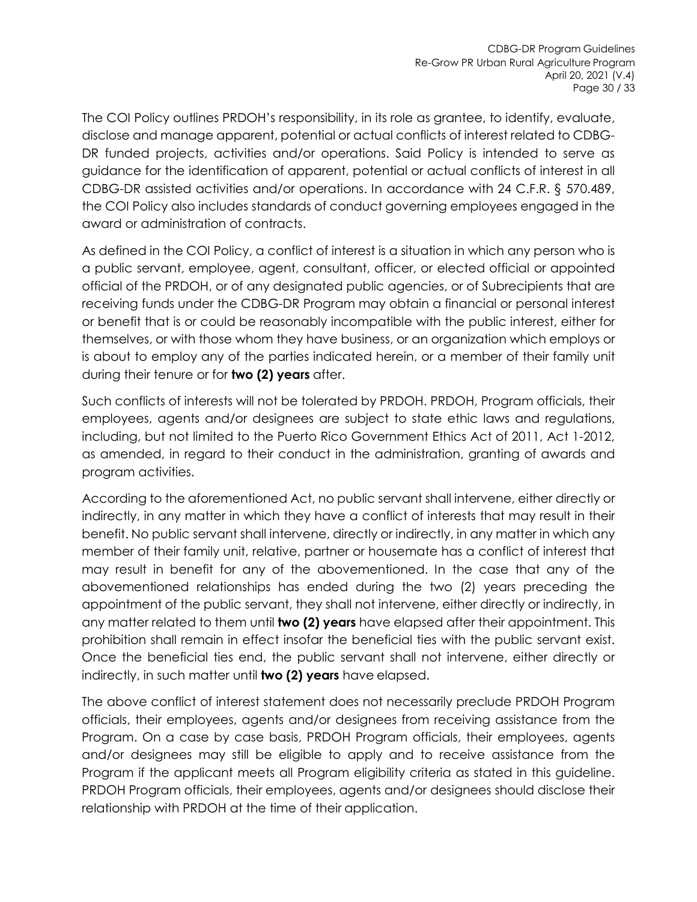The COI Policy outlines PRDOH's responsibility, in its role as grantee, to identify, evaluate, disclose and manage apparent, potential or actual conflicts of interest related to CDBG-DR funded projects, activities and/or operations. Said Policy is intended to serve as guidance for the identification of apparent, potential or actual conflicts of interest in all CDBG-DR assisted activities and/or operations. In accordance with 24 C.F.R. § 570.489, the COI Policy also includes standards of conduct governing employees engaged in the award or administration of contracts.

As defined in the COI Policy, a conflict of interest is a situation in which any person who is a public servant, employee, agent, consultant, officer, or elected official or appointed official of the PRDOH, or of any designated public agencies, or of Subrecipients that are receiving funds under the CDBG-DR Program may obtain a financial or personal interest or benefit that is or could be reasonably incompatible with the public interest, either for themselves, or with those whom they have business, or an organization which employs or is about to employ any of the parties indicated herein, or a member of their family unit during their tenure or for **two (2) years** after.

Such conflicts of interests will not be tolerated by PRDOH. PRDOH, Program officials, their employees, agents and/or designees are subject to state ethic laws and regulations, including, but not limited to the Puerto Rico Government Ethics Act of 2011, Act 1-2012, as amended, in regard to their conduct in the administration, granting of awards and program activities.

According to the aforementioned Act, no public servant shall intervene, either directly or indirectly, in any matter in which they have a conflict of interests that may result in their benefit. No public servant shall intervene, directly or indirectly, in any matter in which any member of their family unit, relative, partner or housemate has a conflict of interest that may result in benefit for any of the abovementioned. In the case that any of the abovementioned relationships has ended during the two (2) years preceding the appointment of the public servant, they shall not intervene, either directly or indirectly, in any matter related to them until **two (2) years** have elapsed after their appointment. This prohibition shall remain in effect insofar the beneficial ties with the public servant exist. Once the beneficial ties end, the public servant shall not intervene, either directly or indirectly, in such matter until **two (2) years** have elapsed.

The above conflict of interest statement does not necessarily preclude PRDOH Program officials, their employees, agents and/or designees from receiving assistance from the Program. On a case by case basis, PRDOH Program officials, their employees, agents and/or designees may still be eligible to apply and to receive assistance from the Program if the applicant meets all Program eligibility criteria as stated in this guideline. PRDOH Program officials, their employees, agents and/or designees should disclose their relationship with PRDOH at the time of their application.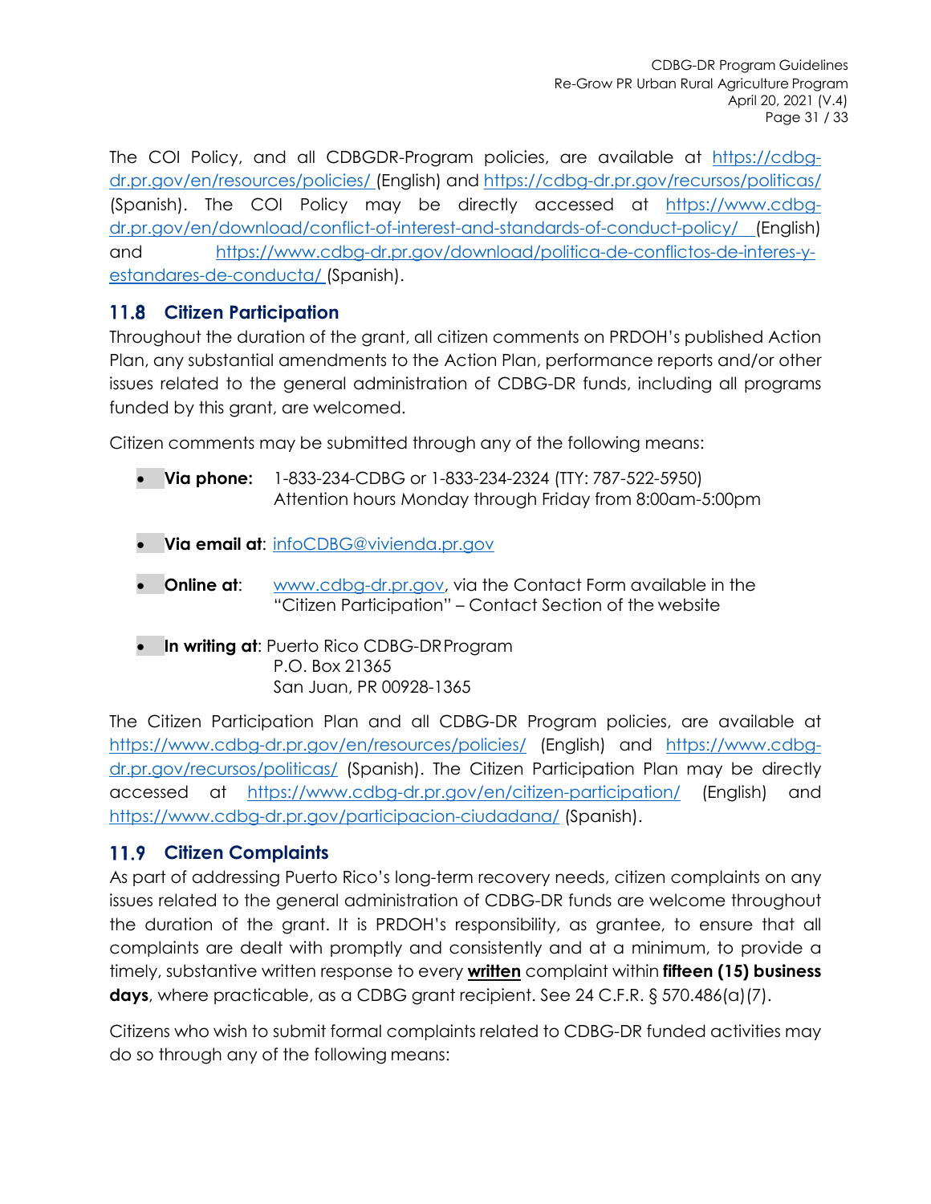The COI Policy, and all CDBGDR-Program policies, are available at https://cdbg-dr.pr.gov/en/resources/policies/ (English) and https://cdbg-dr.pr.gov/recursos/politicas/ (Spanish). The COI Policy may be directly accessed at https://www.cdbg-dr.pr.gov/en/download/conflict-of-interest-and-standards-of-conduct-policy/ (English) and https://www.cdbg-dr.pr.gov/download/politica-de-conflictos-de-interes-y-estandares-de-conducta/ (Spanish).

## 11.8 Citizen Participation

Throughout the duration of the grant, all citizen comments on PRDOH's published Action Plan, any substantial amendments to the Action Plan, performance reports and/or other issues related to the general administration of CDBG-DR funds, including all programs funded by this grant, are welcomed.

Citizen comments may be submitted through any of the following means:

- **Via phone:** 1-833-234-CDBG or 1-833-234-2324 (TTY: 787-522-5950)
  Attention hours Monday through Friday from 8:00am-5:00pm
- **Via email at**: infoCDBG@vivienda.pr.gov
- **Online at**: www.cdbg-dr.pr.gov, via the Contact Form available in the "Citizen Participation" – Contact Section of the website
- **In writing at**: Puerto Rico CDBG-DR Program
  P.O. Box 21365
  San Juan, PR 00928-1365

The Citizen Participation Plan and all CDBG-DR Program policies, are available at https://www.cdbg-dr.pr.gov/en/resources/policies/ (English) and https://www.cdbg-dr.pr.gov/recursos/politicas/ (Spanish). The Citizen Participation Plan may be directly accessed at https://www.cdbg-dr.pr.gov/en/citizen-participation/ (English) and https://www.cdbg-dr.pr.gov/participacion-ciudadana/ (Spanish).

## 11.9 Citizen Complaints

As part of addressing Puerto Rico's long-term recovery needs, citizen complaints on any issues related to the general administration of CDBG-DR funds are welcome throughout the duration of the grant. It is PRDOH's responsibility, as grantee, to ensure that all complaints are dealt with promptly and consistently and at a minimum, to provide a timely, substantive written response to every **written** complaint within **fifteen (15) business days**, where practicable, as a CDBG grant recipient. See 24 C.F.R. § 570.486(a)(7).

Citizens who wish to submit formal complaints related to CDBG-DR funded activities may do so through any of the following means: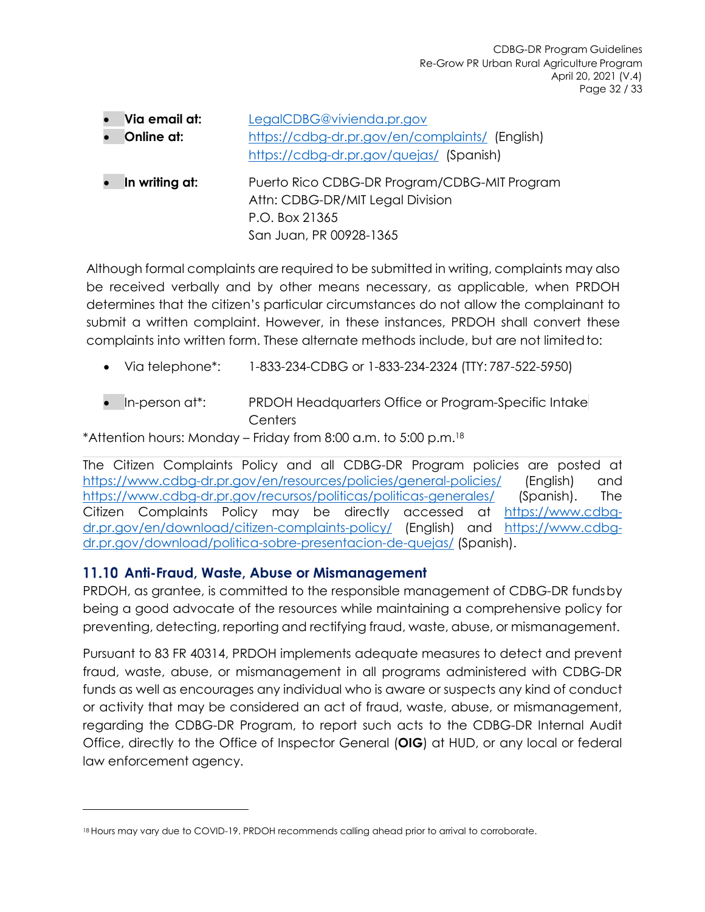- **Via email at:** LegalCDBG@vivienda.pr.gov
- **Online at:** https://cdbg-dr.pr.gov/en/complaints/ (English)
  https://cdbg-dr.pr.gov/quejas/ (Spanish)
- **In writing at:** Puerto Rico CDBG-DR Program/CDBG-MIT Program
  Attn: CDBG-DR/MIT Legal Division
  P.O. Box 21365
  San Juan, PR 00928-1365

Although formal complaints are required to be submitted in writing, complaints may also be received verbally and by other means necessary, as applicable, when PRDOH determines that the citizen's particular circumstances do not allow the complainant to submit a written complaint. However, in these instances, PRDOH shall convert these complaints into written form. These alternate methods include, but are not limited to:

- Via telephone*: 1-833-234-CDBG or 1-833-234-2324 (TTY: 787-522-5950)
- In-person at*: PRDOH Headquarters Office or Program-Specific Intake Centers

*Attention hours: Monday – Friday from 8:00 a.m. to 5:00 p.m.[18]

The Citizen Complaints Policy and all CDBG-DR Program policies are posted at https://www.cdbg-dr.pr.gov/en/resources/policies/general-policies/ (English) and https://www.cdbg-dr.pr.gov/recursos/politicas/politicas-generales/ (Spanish). The Citizen Complaints Policy may be directly accessed at https://www.cdbg-dr.pr.gov/en/download/citizen-complaints-policy/ (English) and https://www.cdbg-dr.pr.gov/download/politica-sobre-presentacion-de-quejas/ (Spanish).

## 11.10 Anti-Fraud, Waste, Abuse or Mismanagement

PRDOH, as grantee, is committed to the responsible management of CDBG-DR funds by being a good advocate of the resources while maintaining a comprehensive policy for preventing, detecting, reporting and rectifying fraud, waste, abuse, or mismanagement.

Pursuant to 83 FR 40314, PRDOH implements adequate measures to detect and prevent fraud, waste, abuse, or mismanagement in all programs administered with CDBG-DR funds as well as encourages any individual who is aware or suspects any kind of conduct or activity that may be considered an act of fraud, waste, abuse, or mismanagement, regarding the CDBG-DR Program, to report such acts to the CDBG-DR Internal Audit Office, directly to the Office of Inspector General (**OIG**) at HUD, or any local or federal law enforcement agency.

---

[18] Hours may vary due to COVID-19. PRDOH recommends calling ahead prior to arrival to corroborate.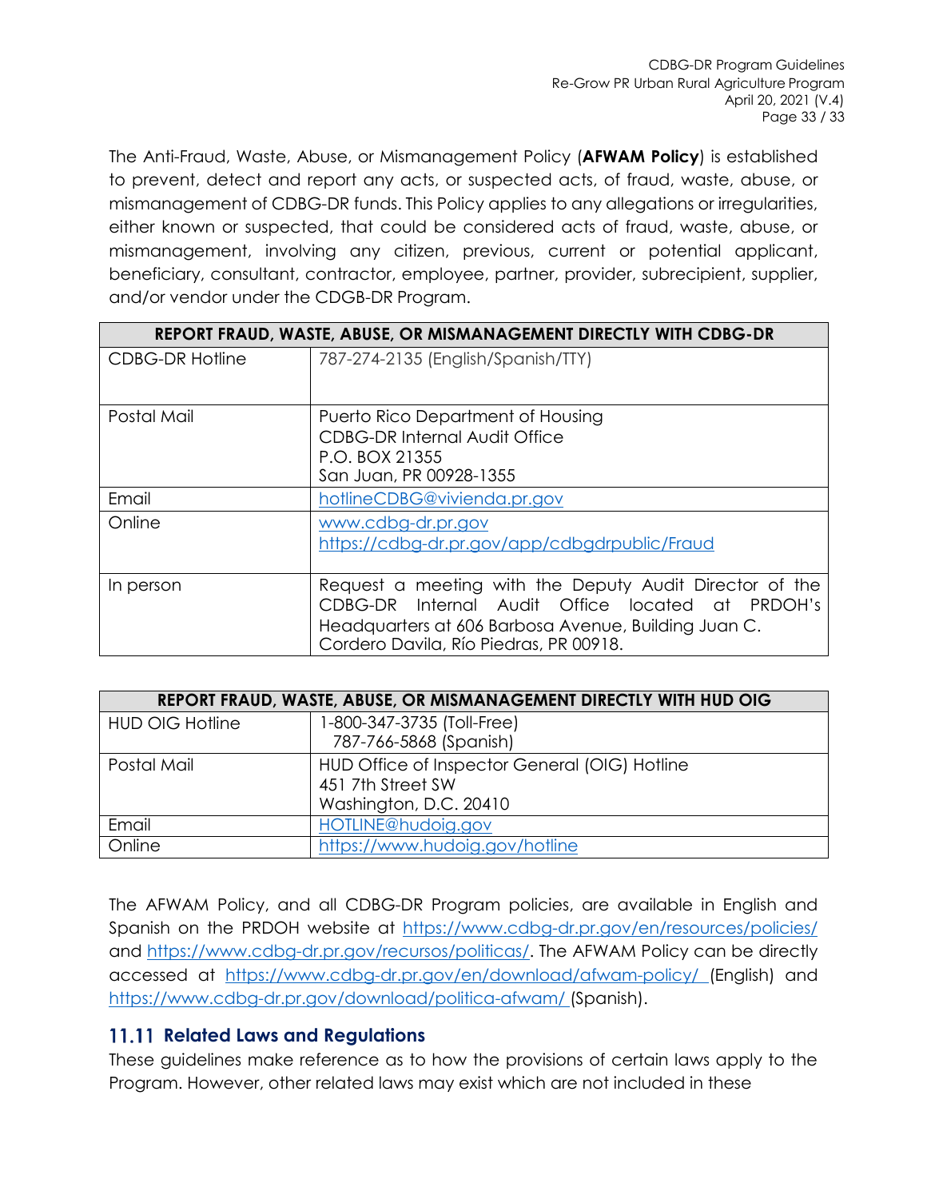The Anti-Fraud, Waste, Abuse, or Mismanagement Policy (**AFWAM Policy**) is established to prevent, detect and report any acts, or suspected acts, of fraud, waste, abuse, or mismanagement of CDBG-DR funds. This Policy applies to any allegations or irregularities, either known or suspected, that could be considered acts of fraud, waste, abuse, or mismanagement, involving any citizen, previous, current or potential applicant, beneficiary, consultant, contractor, employee, partner, provider, subrecipient, supplier, and/or vendor under the CDGB-DR Program.

| REPORT FRAUD, WASTE, ABUSE, OR MISMANAGEMENT DIRECTLY WITH CDBG-DR | |
|---|---|
| CDBG-DR Hotline | 787-274-2135 (English/Spanish/TTY) |
| Postal Mail | Puerto Rico Department of Housing<br>CDBG-DR Internal Audit Office<br>P.O. BOX 21355<br>San Juan, PR 00928-1355 |
| Email | hotlineCDBG@vivienda.pr.gov |
| Online | www.cdbg-dr.pr.gov<br>https://cdbg-dr.pr.gov/app/cdbgdrpublic/Fraud |
| In person | Request a meeting with the Deputy Audit Director of the CDBG-DR Internal Audit Office located at PRDOH's Headquarters at 606 Barbosa Avenue, Building Juan C. Cordero Davila, Río Piedras, PR 00918. |

| REPORT FRAUD, WASTE, ABUSE, OR MISMANAGEMENT DIRECTLY WITH HUD OIG | |
|---|---|
| HUD OIG Hotline | 1-800-347-3735 (Toll-Free)<br>787-766-5868 (Spanish) |
| Postal Mail | HUD Office of Inspector General (OIG) Hotline<br>451 7th Street SW<br>Washington, D.C. 20410 |
| Email | HOTLINE@hudoig.gov |
| Online | https://www.hudoig.gov/hotline |

The AFWAM Policy, and all CDBG-DR Program policies, are available in English and Spanish on the PRDOH website at https://www.cdbg-dr.pr.gov/en/resources/policies/ and https://www.cdbg-dr.pr.gov/recursos/politicas/. The AFWAM Policy can be directly accessed at https://www.cdbg-dr.pr.gov/en/download/afwam-policy/ (English) and https://www.cdbg-dr.pr.gov/download/politica-afwam/ (Spanish).

## 11.11 Related Laws and Regulations

These guidelines make reference as to how the provisions of certain laws apply to the Program. However, other related laws may exist which are not included in these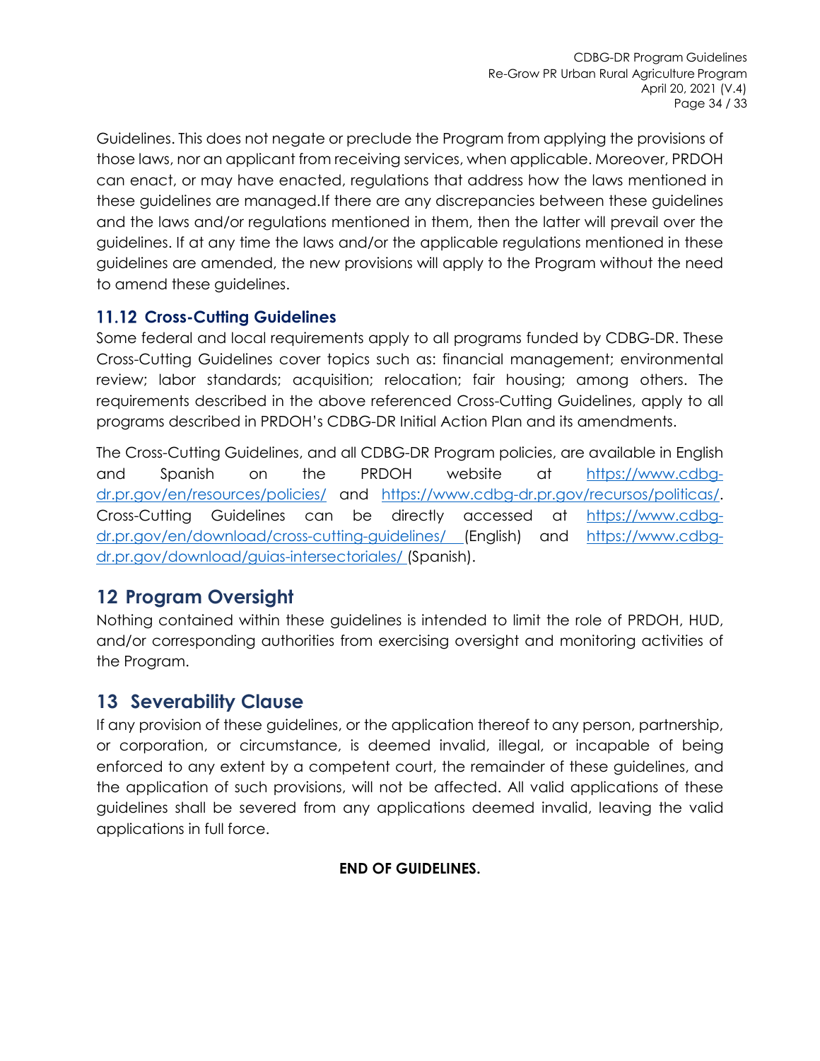Guidelines. This does not negate or preclude the Program from applying the provisions of those laws, nor an applicant from receiving services, when applicable. Moreover, PRDOH can enact, or may have enacted, regulations that address how the laws mentioned in these guidelines are managed.If there are any discrepancies between these guidelines and the laws and/or regulations mentioned in them, then the latter will prevail over the guidelines. If at any time the laws and/or the applicable regulations mentioned in these guidelines are amended, the new provisions will apply to the Program without the need to amend these guidelines.

### 11.12 Cross-Cutting Guidelines

Some federal and local requirements apply to all programs funded by CDBG-DR. These Cross-Cutting Guidelines cover topics such as: financial management; environmental review; labor standards; acquisition; relocation; fair housing; among others. The requirements described in the above referenced Cross-Cutting Guidelines, apply to all programs described in PRDOH's CDBG-DR Initial Action Plan and its amendments.

The Cross-Cutting Guidelines, and all CDBG-DR Program policies, are available in English and Spanish on the PRDOH website at https://www.cdbg-dr.pr.gov/en/resources/policies/ and https://www.cdbg-dr.pr.gov/recursos/politicas/. Cross-Cutting Guidelines can be directly accessed at https://www.cdbg-dr.pr.gov/en/download/cross-cutting-guidelines/ (English) and https://www.cdbg-dr.pr.gov/download/guias-intersectoriales/ (Spanish).

## 12 Program Oversight

Nothing contained within these guidelines is intended to limit the role of PRDOH, HUD, and/or corresponding authorities from exercising oversight and monitoring activities of the Program.

## 13 Severability Clause

If any provision of these guidelines, or the application thereof to any person, partnership, or corporation, or circumstance, is deemed invalid, illegal, or incapable of being enforced to any extent by a competent court, the remainder of these guidelines, and the application of such provisions, will not be affected. All valid applications of these guidelines shall be severed from any applications deemed invalid, leaving the valid applications in full force.

**END OF GUIDELINES.**